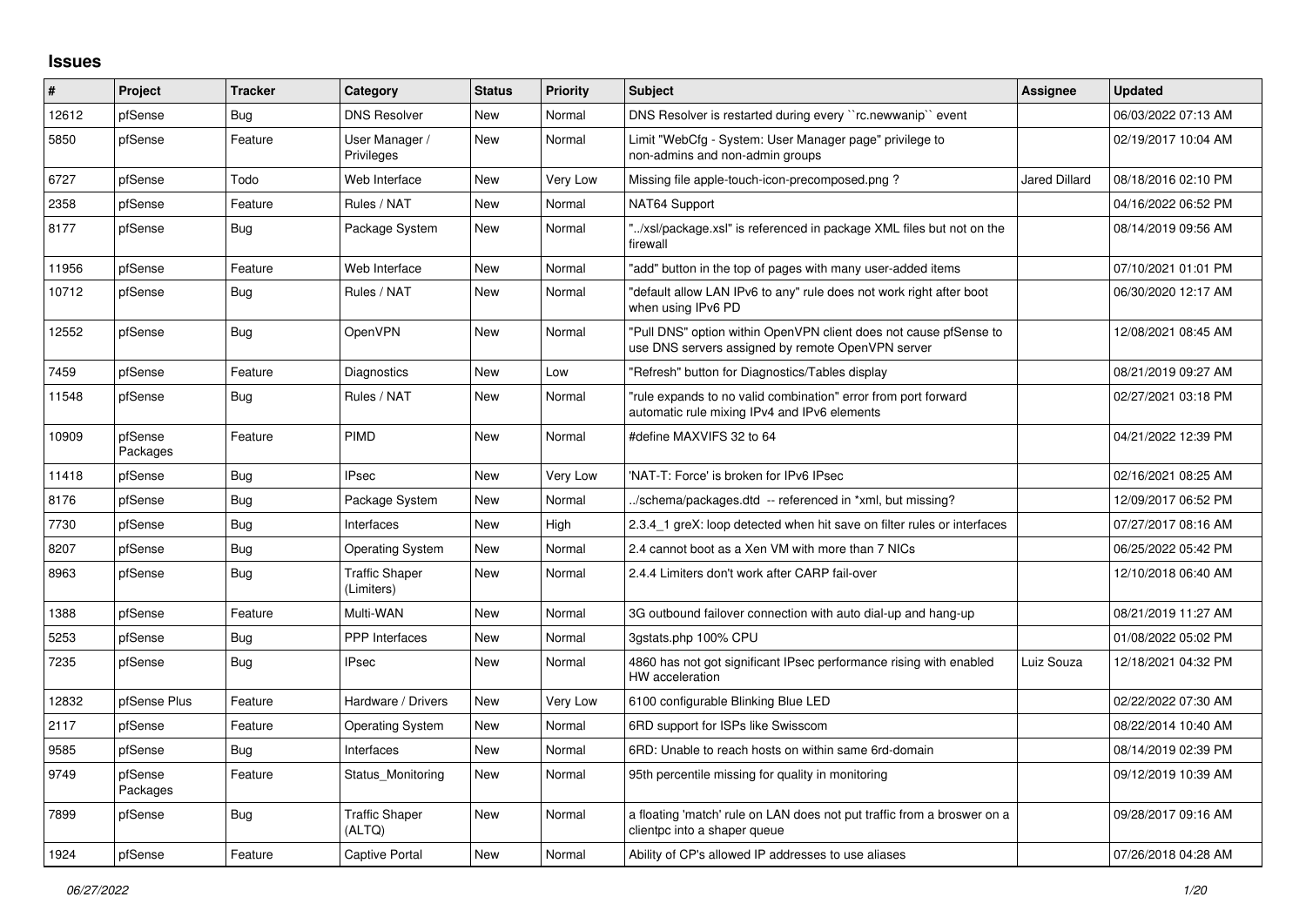## Issues

| # | Project | Tracker | Category | Status | Priority | Subject | Assignee | Updated |
|---|---|---|---|---|---|---|---|---|
| 12612 | pfSense | Bug | DNS Resolver | New | Normal | DNS Resolver is restarted during every ``rc.newwanip`` event | | 06/03/2022 07:13 AM |
| 5850 | pfSense | Feature | User Manager / Privileges | New | Normal | Limit "WebCfg - System: User Manager page" privilege to non-admins and non-admin groups | | 02/19/2017 10:04 AM |
| 6727 | pfSense | Todo | Web Interface | New | Very Low | Missing file apple-touch-icon-precomposed.png ? | Jared Dillard | 08/18/2016 02:10 PM |
| 2358 | pfSense | Feature | Rules / NAT | New | Normal | NAT64 Support | | 04/16/2022 06:52 PM |
| 8177 | pfSense | Bug | Package System | New | Normal | "../xsl/package.xsl" is referenced in package XML files but not on the firewall | | 08/14/2019 09:56 AM |
| 11956 | pfSense | Feature | Web Interface | New | Normal | "add" button in the top of pages with many user-added items | | 07/10/2021 01:01 PM |
| 10712 | pfSense | Bug | Rules / NAT | New | Normal | "default allow LAN IPv6 to any" rule does not work right after boot when using IPv6 PD | | 06/30/2020 12:17 AM |
| 12552 | pfSense | Bug | OpenVPN | New | Normal | "Pull DNS" option within OpenVPN client does not cause pfSense to use DNS servers assigned by remote OpenVPN server | | 12/08/2021 08:45 AM |
| 7459 | pfSense | Feature | Diagnostics | New | Low | "Refresh" button for Diagnostics/Tables display | | 08/21/2019 09:27 AM |
| 11548 | pfSense | Bug | Rules / NAT | New | Normal | "rule expands to no valid combination" error from port forward automatic rule mixing IPv4 and IPv6 elements | | 02/27/2021 03:18 PM |
| 10909 | pfSense Packages | Feature | PIMD | New | Normal | #define MAXVIFS 32 to 64 | | 04/21/2022 12:39 PM |
| 11418 | pfSense | Bug | IPsec | New | Very Low | 'NAT-T: Force' is broken for IPv6 IPsec | | 02/16/2021 08:25 AM |
| 8176 | pfSense | Bug | Package System | New | Normal | ../schema/packages.dtd -- referenced in *xml, but missing? | | 12/09/2017 06:52 PM |
| 7730 | pfSense | Bug | Interfaces | New | High | 2.3.4_1 greX: loop detected when hit save on filter rules or interfaces | | 07/27/2017 08:16 AM |
| 8207 | pfSense | Bug | Operating System | New | Normal | 2.4 cannot boot as a Xen VM with more than 7 NICs | | 06/25/2022 05:42 PM |
| 8963 | pfSense | Bug | Traffic Shaper (Limiters) | New | Normal | 2.4.4 Limiters don't work after CARP fail-over | | 12/10/2018 06:40 AM |
| 1388 | pfSense | Feature | Multi-WAN | New | Normal | 3G outbound failover connection with auto dial-up and hang-up | | 08/21/2019 11:27 AM |
| 5253 | pfSense | Bug | PPP Interfaces | New | Normal | 3gstats.php 100% CPU | | 01/08/2022 05:02 PM |
| 7235 | pfSense | Bug | IPsec | New | Normal | 4860 has not got significant IPsec performance rising with enabled HW acceleration | Luiz Souza | 12/18/2021 04:32 PM |
| 12832 | pfSense Plus | Feature | Hardware / Drivers | New | Very Low | 6100 configurable Blinking Blue LED | | 02/22/2022 07:30 AM |
| 2117 | pfSense | Feature | Operating System | New | Normal | 6RD support for ISPs like Swisscom | | 08/22/2014 10:40 AM |
| 9585 | pfSense | Bug | Interfaces | New | Normal | 6RD: Unable to reach hosts on within same 6rd-domain | | 08/14/2019 02:39 PM |
| 9749 | pfSense Packages | Feature | Status_Monitoring | New | Normal | 95th percentile missing for quality in monitoring | | 09/12/2019 10:39 AM |
| 7899 | pfSense | Bug | Traffic Shaper (ALTQ) | New | Normal | a floating 'match' rule on LAN does not put traffic from a broswer on a clientpc into a shaper queue | | 09/28/2017 09:16 AM |
| 1924 | pfSense | Feature | Captive Portal | New | Normal | Ability of CP's allowed IP addresses to use aliases | | 07/26/2018 04:28 AM |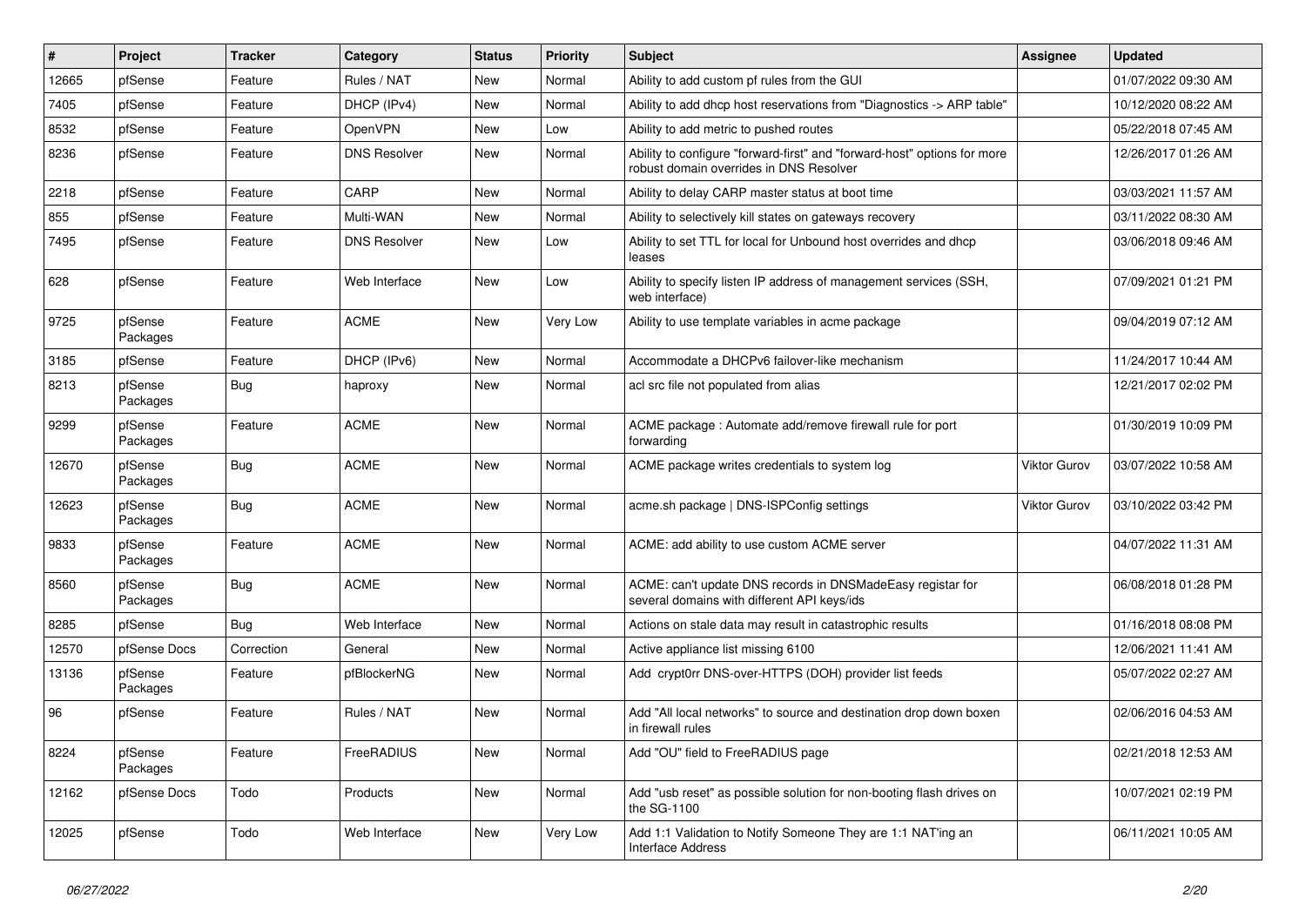| # | Project | Tracker | Category | Status | Priority | Subject | Assignee | Updated |
|---|---|---|---|---|---|---|---|---|
| 12665 | pfSense | Feature | Rules / NAT | New | Normal | Ability to add custom pf rules from the GUI | | 01/07/2022 09:30 AM |
| 7405 | pfSense | Feature | DHCP (IPv4) | New | Normal | Ability to add dhcp host reservations from "Diagnostics -> ARP table" | | 10/12/2020 08:22 AM |
| 8532 | pfSense | Feature | OpenVPN | New | Low | Ability to add metric to pushed routes | | 05/22/2018 07:45 AM |
| 8236 | pfSense | Feature | DNS Resolver | New | Normal | Ability to configure "forward-first" and "forward-host" options for more robust domain overrides in DNS Resolver | | 12/26/2017 01:26 AM |
| 2218 | pfSense | Feature | CARP | New | Normal | Ability to delay CARP master status at boot time | | 03/03/2021 11:57 AM |
| 855 | pfSense | Feature | Multi-WAN | New | Normal | Ability to selectively kill states on gateways recovery | | 03/11/2022 08:30 AM |
| 7495 | pfSense | Feature | DNS Resolver | New | Low | Ability to set TTL for local for Unbound host overrides and dhcp leases | | 03/06/2018 09:46 AM |
| 628 | pfSense | Feature | Web Interface | New | Low | Ability to specify listen IP address of management services (SSH, web interface) | | 07/09/2021 01:21 PM |
| 9725 | pfSense Packages | Feature | ACME | New | Very Low | Ability to use template variables in acme package | | 09/04/2019 07:12 AM |
| 3185 | pfSense | Feature | DHCP (IPv6) | New | Normal | Accommodate a DHCPv6 failover-like mechanism | | 11/24/2017 10:44 AM |
| 8213 | pfSense Packages | Bug | haproxy | New | Normal | acl src file not populated from alias | | 12/21/2017 02:02 PM |
| 9299 | pfSense Packages | Feature | ACME | New | Normal | ACME package : Automate add/remove firewall rule for port forwarding | | 01/30/2019 10:09 PM |
| 12670 | pfSense Packages | Bug | ACME | New | Normal | ACME package writes credentials to system log | Viktor Gurov | 03/07/2022 10:58 AM |
| 12623 | pfSense Packages | Bug | ACME | New | Normal | acme.sh package \| DNS-ISPConfig settings | Viktor Gurov | 03/10/2022 03:42 PM |
| 9833 | pfSense Packages | Feature | ACME | New | Normal | ACME: add ability to use custom ACME server | | 04/07/2022 11:31 AM |
| 8560 | pfSense Packages | Bug | ACME | New | Normal | ACME: can't update DNS records in DNSMadeEasy registar for several domains with different API keys/ids | | 06/08/2018 01:28 PM |
| 8285 | pfSense | Bug | Web Interface | New | Normal | Actions on stale data may result in catastrophic results | | 01/16/2018 08:08 PM |
| 12570 | pfSense Docs | Correction | General | New | Normal | Active appliance list missing 6100 | | 12/06/2021 11:41 AM |
| 13136 | pfSense Packages | Feature | pfBlockerNG | New | Normal | Add crypt0rr DNS-over-HTTPS (DOH) provider list feeds | | 05/07/2022 02:27 AM |
| 96 | pfSense | Feature | Rules / NAT | New | Normal | Add "All local networks" to source and destination drop down boxen in firewall rules | | 02/06/2016 04:53 AM |
| 8224 | pfSense Packages | Feature | FreeRADIUS | New | Normal | Add "OU" field to FreeRADIUS page | | 02/21/2018 12:53 AM |
| 12162 | pfSense Docs | Todo | Products | New | Normal | Add "usb reset" as possible solution for non-booting flash drives on the SG-1100 | | 10/07/2021 02:19 PM |
| 12025 | pfSense | Todo | Web Interface | New | Very Low | Add 1:1 Validation to Notify Someone They are 1:1 NAT'ing an Interface Address | | 06/11/2021 10:05 AM |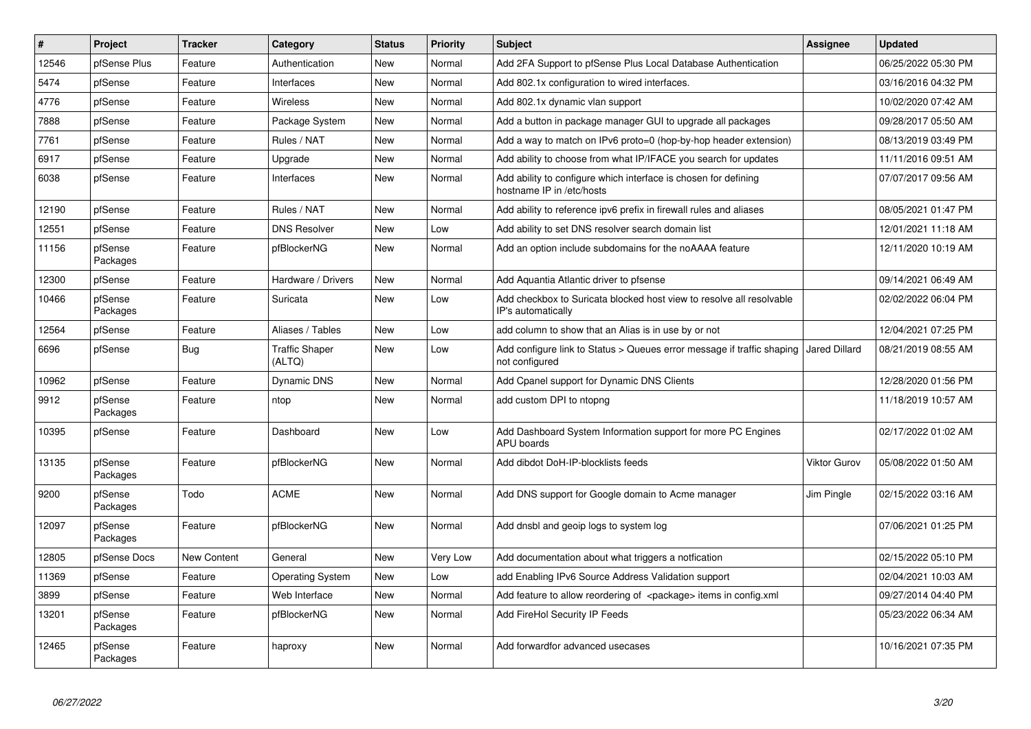| # | Project | Tracker | Category | Status | Priority | Subject | Assignee | Updated |
|---|---|---|---|---|---|---|---|---|
| 12546 | pfSense Plus | Feature | Authentication | New | Normal | Add 2FA Support to pfSense Plus Local Database Authentication | | 06/25/2022 05:30 PM |
| 5474 | pfSense | Feature | Interfaces | New | Normal | Add 802.1x configuration to wired interfaces. | | 03/16/2016 04:32 PM |
| 4776 | pfSense | Feature | Wireless | New | Normal | Add 802.1x dynamic vlan support | | 10/02/2020 07:42 AM |
| 7888 | pfSense | Feature | Package System | New | Normal | Add a button in package manager GUI to upgrade all packages | | 09/28/2017 05:50 AM |
| 7761 | pfSense | Feature | Rules / NAT | New | Normal | Add a way to match on IPv6 proto=0 (hop-by-hop header extension) | | 08/13/2019 03:49 PM |
| 6917 | pfSense | Feature | Upgrade | New | Normal | Add ability to choose from what IP/IFACE you search for updates | | 11/11/2016 09:51 AM |
| 6038 | pfSense | Feature | Interfaces | New | Normal | Add ability to configure which interface is chosen for defining hostname IP in /etc/hosts | | 07/07/2017 09:56 AM |
| 12190 | pfSense | Feature | Rules / NAT | New | Normal | Add ability to reference ipv6 prefix in firewall rules and aliases | | 08/05/2021 01:47 PM |
| 12551 | pfSense | Feature | DNS Resolver | New | Low | Add ability to set DNS resolver search domain list | | 12/01/2021 11:18 AM |
| 11156 | pfSense Packages | Feature | pfBlockerNG | New | Normal | Add an option include subdomains for the noAAAA feature | | 12/11/2020 10:19 AM |
| 12300 | pfSense | Feature | Hardware / Drivers | New | Normal | Add Aquantia Atlantic driver to pfsense | | 09/14/2021 06:49 AM |
| 10466 | pfSense Packages | Feature | Suricata | New | Low | Add checkbox to Suricata blocked host view to resolve all resolvable IP's automatically | | 02/02/2022 06:04 PM |
| 12564 | pfSense | Feature | Aliases / Tables | New | Low | add column to show that an Alias is in use by or not | | 12/04/2021 07:25 PM |
| 6696 | pfSense | Bug | Traffic Shaper (ALTQ) | New | Low | Add configure link to Status > Queues error message if traffic shaping not configured | Jared Dillard | 08/21/2019 08:55 AM |
| 10962 | pfSense | Feature | Dynamic DNS | New | Normal | Add Cpanel support for Dynamic DNS Clients | | 12/28/2020 01:56 PM |
| 9912 | pfSense Packages | Feature | ntop | New | Normal | add custom DPI to ntopng | | 11/18/2019 10:57 AM |
| 10395 | pfSense | Feature | Dashboard | New | Low | Add Dashboard System Information support for more PC Engines APU boards | | 02/17/2022 01:02 AM |
| 13135 | pfSense Packages | Feature | pfBlockerNG | New | Normal | Add dibdot DoH-IP-blocklists feeds | Viktor Gurov | 05/08/2022 01:50 AM |
| 9200 | pfSense Packages | Todo | ACME | New | Normal | Add DNS support for Google domain to Acme manager | Jim Pingle | 02/15/2022 03:16 AM |
| 12097 | pfSense Packages | Feature | pfBlockerNG | New | Normal | Add dnsbl and geoip logs to system log | | 07/06/2021 01:25 PM |
| 12805 | pfSense Docs | New Content | General | New | Very Low | Add documentation about what triggers a notfication | | 02/15/2022 05:10 PM |
| 11369 | pfSense | Feature | Operating System | New | Low | add Enabling IPv6 Source Address Validation support | | 02/04/2021 10:03 AM |
| 3899 | pfSense | Feature | Web Interface | New | Normal | Add feature to allow reordering of <package> items in config.xml | | 09/27/2014 04:40 PM |
| 13201 | pfSense Packages | Feature | pfBlockerNG | New | Normal | Add FireHol Security IP Feeds | | 05/23/2022 06:34 AM |
| 12465 | pfSense Packages | Feature | haproxy | New | Normal | Add forwardfor advanced usecases | | 10/16/2021 07:35 PM |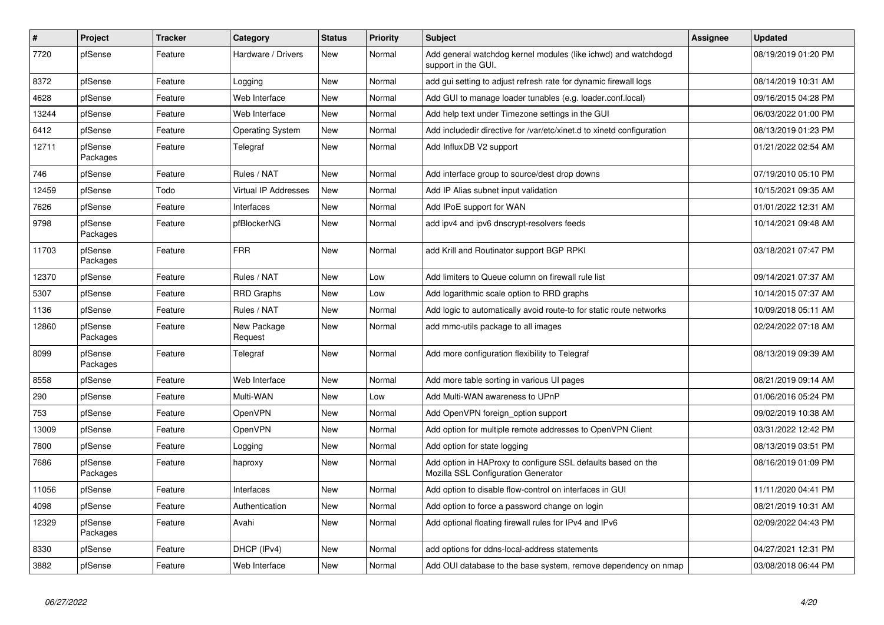| # | Project | Tracker | Category | Status | Priority | Subject | Assignee | Updated |
|---|---|---|---|---|---|---|---|---|
| 7720 | pfSense | Feature | Hardware / Drivers | New | Normal | Add general watchdog kernel modules (like ichwd) and watchdogd support in the GUI. | | 08/19/2019 01:20 PM |
| 8372 | pfSense | Feature | Logging | New | Normal | add gui setting to adjust refresh rate for dynamic firewall logs | | 08/14/2019 10:31 AM |
| 4628 | pfSense | Feature | Web Interface | New | Normal | Add GUI to manage loader tunables (e.g. loader.conf.local) | | 09/16/2015 04:28 PM |
| 13244 | pfSense | Feature | Web Interface | New | Normal | Add help text under Timezone settings in the GUI | | 06/03/2022 01:00 PM |
| 6412 | pfSense | Feature | Operating System | New | Normal | Add includedir directive for /var/etc/xinet.d to xinetd configuration | | 08/13/2019 01:23 PM |
| 12711 | pfSense Packages | Feature | Telegraf | New | Normal | Add InfluxDB V2 support | | 01/21/2022 02:54 AM |
| 746 | pfSense | Feature | Rules / NAT | New | Normal | Add interface group to source/dest drop downs | | 07/19/2010 05:10 PM |
| 12459 | pfSense | Todo | Virtual IP Addresses | New | Normal | Add IP Alias subnet input validation | | 10/15/2021 09:35 AM |
| 7626 | pfSense | Feature | Interfaces | New | Normal | Add IPoE support for WAN | | 01/01/2022 12:31 AM |
| 9798 | pfSense Packages | Feature | pfBlockerNG | New | Normal | add ipv4 and ipv6 dnscrypt-resolvers feeds | | 10/14/2021 09:48 AM |
| 11703 | pfSense Packages | Feature | FRR | New | Normal | add Krill and Routinator support BGP RPKI | | 03/18/2021 07:47 PM |
| 12370 | pfSense | Feature | Rules / NAT | New | Low | Add limiters to Queue column on firewall rule list | | 09/14/2021 07:37 AM |
| 5307 | pfSense | Feature | RRD Graphs | New | Low | Add logarithmic scale option to RRD graphs | | 10/14/2015 07:37 AM |
| 1136 | pfSense | Feature | Rules / NAT | New | Normal | Add logic to automatically avoid route-to for static route networks | | 10/09/2018 05:11 AM |
| 12860 | pfSense Packages | Feature | New Package Request | New | Normal | add mmc-utils package to all images | | 02/24/2022 07:18 AM |
| 8099 | pfSense Packages | Feature | Telegraf | New | Normal | Add more configuration flexibility to Telegraf | | 08/13/2019 09:39 AM |
| 8558 | pfSense | Feature | Web Interface | New | Normal | Add more table sorting in various UI pages | | 08/21/2019 09:14 AM |
| 290 | pfSense | Feature | Multi-WAN | New | Low | Add Multi-WAN awareness to UPnP | | 01/06/2016 05:24 PM |
| 753 | pfSense | Feature | OpenVPN | New | Normal | Add OpenVPN foreign_option support | | 09/02/2019 10:38 AM |
| 13009 | pfSense | Feature | OpenVPN | New | Normal | Add option for multiple remote addresses to OpenVPN Client | | 03/31/2022 12:42 PM |
| 7800 | pfSense | Feature | Logging | New | Normal | Add option for state logging | | 08/13/2019 03:51 PM |
| 7686 | pfSense Packages | Feature | haproxy | New | Normal | Add option in HAProxy to configure SSL defaults based on the Mozilla SSL Configuration Generator | | 08/16/2019 01:09 PM |
| 11056 | pfSense | Feature | Interfaces | New | Normal | Add option to disable flow-control on interfaces in GUI | | 11/11/2020 04:41 PM |
| 4098 | pfSense | Feature | Authentication | New | Normal | Add option to force a password change on login | | 08/21/2019 10:31 AM |
| 12329 | pfSense Packages | Feature | Avahi | New | Normal | Add optional floating firewall rules for IPv4 and IPv6 | | 02/09/2022 04:43 PM |
| 8330 | pfSense | Feature | DHCP (IPv4) | New | Normal | add options for ddns-local-address statements | | 04/27/2021 12:31 PM |
| 3882 | pfSense | Feature | Web Interface | New | Normal | Add OUI database to the base system, remove dependency on nmap | | 03/08/2018 06:44 PM |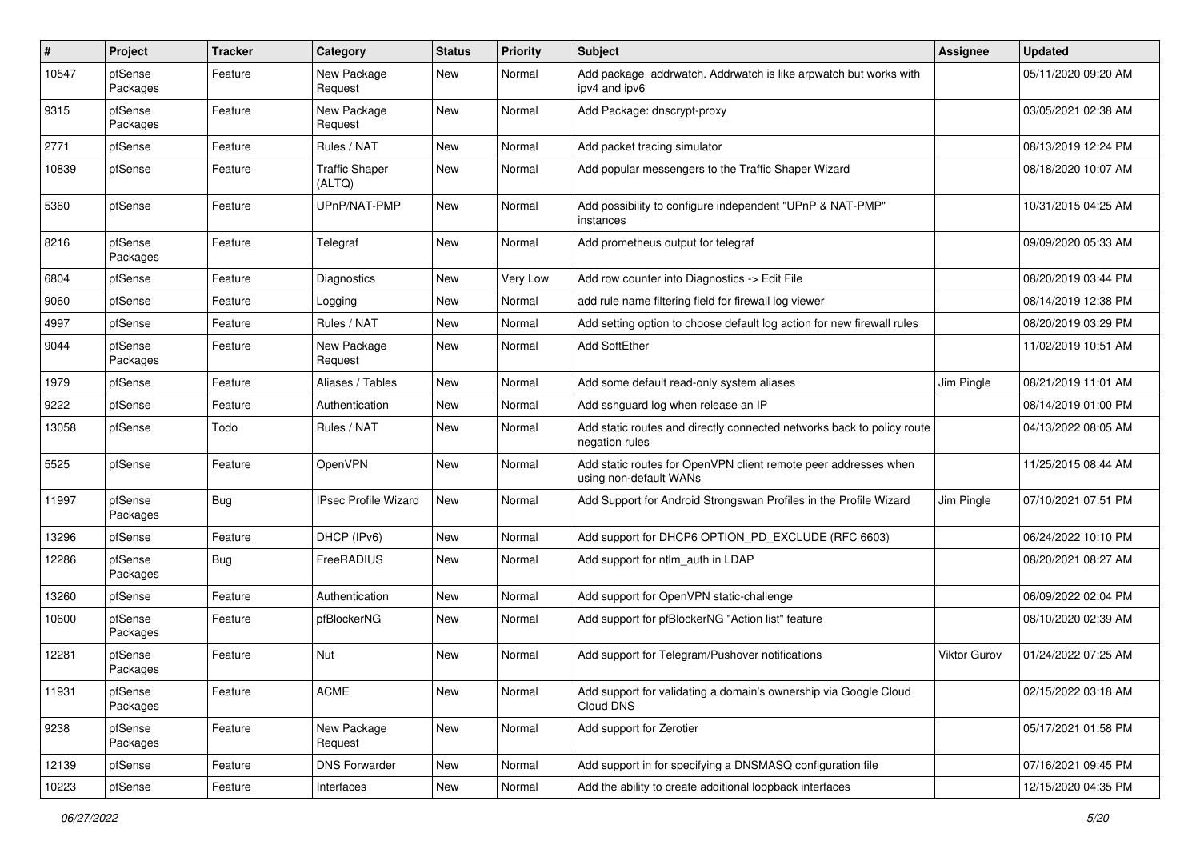| # | Project | Tracker | Category | Status | Priority | Subject | Assignee | Updated |
|---|---|---|---|---|---|---|---|---|
| 10547 | pfSense Packages | Feature | New Package Request | New | Normal | Add package addrwatch. Addrwatch is like arpwatch but works with ipv4 and ipv6 | | 05/11/2020 09:20 AM |
| 9315 | pfSense Packages | Feature | New Package Request | New | Normal | Add Package: dnscrypt-proxy | | 03/05/2021 02:38 AM |
| 2771 | pfSense | Feature | Rules / NAT | New | Normal | Add packet tracing simulator | | 08/13/2019 12:24 PM |
| 10839 | pfSense | Feature | Traffic Shaper (ALTQ) | New | Normal | Add popular messengers to the Traffic Shaper Wizard | | 08/18/2020 10:07 AM |
| 5360 | pfSense | Feature | UPnP/NAT-PMP | New | Normal | Add possibility to configure independent "UPnP & NAT-PMP" instances | | 10/31/2015 04:25 AM |
| 8216 | pfSense Packages | Feature | Telegraf | New | Normal | Add prometheus output for telegraf | | 09/09/2020 05:33 AM |
| 6804 | pfSense | Feature | Diagnostics | New | Very Low | Add row counter into Diagnostics -> Edit File | | 08/20/2019 03:44 PM |
| 9060 | pfSense | Feature | Logging | New | Normal | add rule name filtering field for firewall log viewer | | 08/14/2019 12:38 PM |
| 4997 | pfSense | Feature | Rules / NAT | New | Normal | Add setting option to choose default log action for new firewall rules | | 08/20/2019 03:29 PM |
| 9044 | pfSense Packages | Feature | New Package Request | New | Normal | Add SoftEther | | 11/02/2019 10:51 AM |
| 1979 | pfSense | Feature | Aliases / Tables | New | Normal | Add some default read-only system aliases | Jim Pingle | 08/21/2019 11:01 AM |
| 9222 | pfSense | Feature | Authentication | New | Normal | Add sshguard log when release an IP | | 08/14/2019 01:00 PM |
| 13058 | pfSense | Todo | Rules / NAT | New | Normal | Add static routes and directly connected networks back to policy route negation rules | | 04/13/2022 08:05 AM |
| 5525 | pfSense | Feature | OpenVPN | New | Normal | Add static routes for OpenVPN client remote peer addresses when using non-default WANs | | 11/25/2015 08:44 AM |
| 11997 | pfSense Packages | Bug | IPsec Profile Wizard | New | Normal | Add Support for Android Strongswan Profiles in the Profile Wizard | Jim Pingle | 07/10/2021 07:51 PM |
| 13296 | pfSense | Feature | DHCP (IPv6) | New | Normal | Add support for DHCP6 OPTION_PD_EXCLUDE (RFC 6603) | | 06/24/2022 10:10 PM |
| 12286 | pfSense Packages | Bug | FreeRADIUS | New | Normal | Add support for ntlm_auth in LDAP | | 08/20/2021 08:27 AM |
| 13260 | pfSense | Feature | Authentication | New | Normal | Add support for OpenVPN static-challenge | | 06/09/2022 02:04 PM |
| 10600 | pfSense Packages | Feature | pfBlockerNG | New | Normal | Add support for pfBlockerNG "Action list" feature | | 08/10/2020 02:39 AM |
| 12281 | pfSense Packages | Feature | Nut | New | Normal | Add support for Telegram/Pushover notifications | Viktor Gurov | 01/24/2022 07:25 AM |
| 11931 | pfSense Packages | Feature | ACME | New | Normal | Add support for validating a domain's ownership via Google Cloud Cloud DNS | | 02/15/2022 03:18 AM |
| 9238 | pfSense Packages | Feature | New Package Request | New | Normal | Add support for Zerotier | | 05/17/2021 01:58 PM |
| 12139 | pfSense | Feature | DNS Forwarder | New | Normal | Add support in for specifying a DNSMASQ configuration file | | 07/16/2021 09:45 PM |
| 10223 | pfSense | Feature | Interfaces | New | Normal | Add the ability to create additional loopback interfaces | | 12/15/2020 04:35 PM |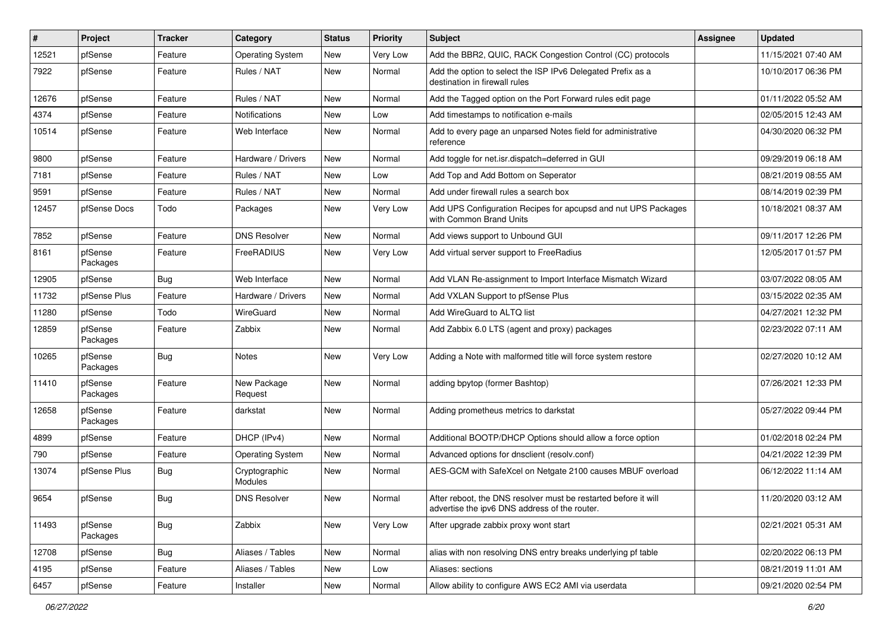| # | Project | Tracker | Category | Status | Priority | Subject | Assignee | Updated |
|---|---|---|---|---|---|---|---|---|
| 12521 | pfSense | Feature | Operating System | New | Very Low | Add the BBR2, QUIC, RACK Congestion Control (CC) protocols | | 11/15/2021 07:40 AM |
| 7922 | pfSense | Feature | Rules / NAT | New | Normal | Add the option to select the ISP IPv6 Delegated Prefix as a destination in firewall rules | | 10/10/2017 06:36 PM |
| 12676 | pfSense | Feature | Rules / NAT | New | Normal | Add the Tagged option on the Port Forward rules edit page | | 01/11/2022 05:52 AM |
| 4374 | pfSense | Feature | Notifications | New | Low | Add timestamps to notification e-mails | | 02/05/2015 12:43 AM |
| 10514 | pfSense | Feature | Web Interface | New | Normal | Add to every page an unparsed Notes field for administrative reference | | 04/30/2020 06:32 PM |
| 9800 | pfSense | Feature | Hardware / Drivers | New | Normal | Add toggle for net.isr.dispatch=deferred in GUI | | 09/29/2019 06:18 AM |
| 7181 | pfSense | Feature | Rules / NAT | New | Low | Add Top and Add Bottom on Seperator | | 08/21/2019 08:55 AM |
| 9591 | pfSense | Feature | Rules / NAT | New | Normal | Add under firewall rules a search box | | 08/14/2019 02:39 PM |
| 12457 | pfSense Docs | Todo | Packages | New | Very Low | Add UPS Configuration Recipes for apcupsd and nut UPS Packages with Common Brand Units | | 10/18/2021 08:37 AM |
| 7852 | pfSense | Feature | DNS Resolver | New | Normal | Add views support to Unbound GUI | | 09/11/2017 12:26 PM |
| 8161 | pfSense Packages | Feature | FreeRADIUS | New | Very Low | Add virtual server support to FreeRadius | | 12/05/2017 01:57 PM |
| 12905 | pfSense | Bug | Web Interface | New | Normal | Add VLAN Re-assignment to Import Interface Mismatch Wizard | | 03/07/2022 08:05 AM |
| 11732 | pfSense Plus | Feature | Hardware / Drivers | New | Normal | Add VXLAN Support to pfSense Plus | | 03/15/2022 02:35 AM |
| 11280 | pfSense | Todo | WireGuard | New | Normal | Add WireGuard to ALTQ list | | 04/27/2021 12:32 PM |
| 12859 | pfSense Packages | Feature | Zabbix | New | Normal | Add Zabbix 6.0 LTS (agent and proxy) packages | | 02/23/2022 07:11 AM |
| 10265 | pfSense Packages | Bug | Notes | New | Very Low | Adding a Note with malformed title will force system restore | | 02/27/2020 10:12 AM |
| 11410 | pfSense Packages | Feature | New Package Request | New | Normal | adding bpytop (former Bashtop) | | 07/26/2021 12:33 PM |
| 12658 | pfSense Packages | Feature | darkstat | New | Normal | Adding prometheus metrics to darkstat | | 05/27/2022 09:44 PM |
| 4899 | pfSense | Feature | DHCP (IPv4) | New | Normal | Additional BOOTP/DHCP Options should allow a force option | | 01/02/2018 02:24 PM |
| 790 | pfSense | Feature | Operating System | New | Normal | Advanced options for dnsclient (resolv.conf) | | 04/21/2022 12:39 PM |
| 13074 | pfSense Plus | Bug | Cryptographic Modules | New | Normal | AES-GCM with SafeXcel on Netgate 2100 causes MBUF overload | | 06/12/2022 11:14 AM |
| 9654 | pfSense | Bug | DNS Resolver | New | Normal | After reboot, the DNS resolver must be restarted before it will advertise the ipv6 DNS address of the router. | | 11/20/2020 03:12 AM |
| 11493 | pfSense Packages | Bug | Zabbix | New | Very Low | After upgrade zabbix proxy wont start | | 02/21/2021 05:31 AM |
| 12708 | pfSense | Bug | Aliases / Tables | New | Normal | alias with non resolving DNS entry breaks underlying pf table | | 02/20/2022 06:13 PM |
| 4195 | pfSense | Feature | Aliases / Tables | New | Low | Aliases: sections | | 08/21/2019 11:01 AM |
| 6457 | pfSense | Feature | Installer | New | Normal | Allow ability to configure AWS EC2 AMI via userdata | | 09/21/2020 02:54 PM |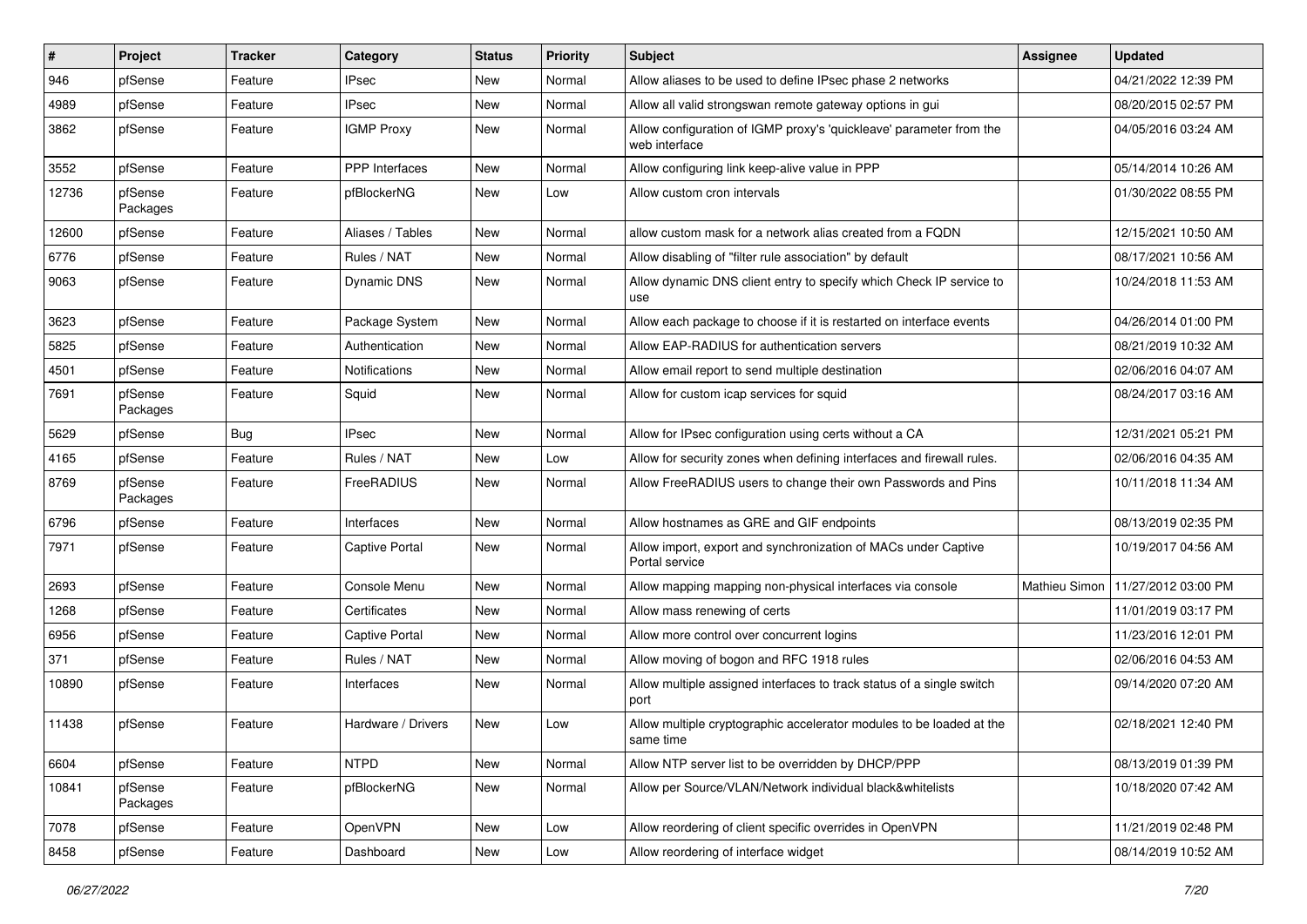| # | Project | Tracker | Category | Status | Priority | Subject | Assignee | Updated |
|---|---|---|---|---|---|---|---|---|
| 946 | pfSense | Feature | IPsec | New | Normal | Allow aliases to be used to define IPsec phase 2 networks | | 04/21/2022 12:39 PM |
| 4989 | pfSense | Feature | IPsec | New | Normal | Allow all valid strongswan remote gateway options in gui | | 08/20/2015 02:57 PM |
| 3862 | pfSense | Feature | IGMP Proxy | New | Normal | Allow configuration of IGMP proxy's 'quickleave' parameter from the web interface | | 04/05/2016 03:24 AM |
| 3552 | pfSense | Feature | PPP Interfaces | New | Normal | Allow configuring link keep-alive value in PPP | | 05/14/2014 10:26 AM |
| 12736 | pfSense Packages | Feature | pfBlockerNG | New | Low | Allow custom cron intervals | | 01/30/2022 08:55 PM |
| 12600 | pfSense | Feature | Aliases / Tables | New | Normal | allow custom mask for a network alias created from a FQDN | | 12/15/2021 10:50 AM |
| 6776 | pfSense | Feature | Rules / NAT | New | Normal | Allow disabling of "filter rule association" by default | | 08/17/2021 10:56 AM |
| 9063 | pfSense | Feature | Dynamic DNS | New | Normal | Allow dynamic DNS client entry to specify which Check IP service to use | | 10/24/2018 11:53 AM |
| 3623 | pfSense | Feature | Package System | New | Normal | Allow each package to choose if it is restarted on interface events | | 04/26/2014 01:00 PM |
| 5825 | pfSense | Feature | Authentication | New | Normal | Allow EAP-RADIUS for authentication servers | | 08/21/2019 10:32 AM |
| 4501 | pfSense | Feature | Notifications | New | Normal | Allow email report to send multiple destination | | 02/06/2016 04:07 AM |
| 7691 | pfSense Packages | Feature | Squid | New | Normal | Allow for custom icap services for squid | | 08/24/2017 03:16 AM |
| 5629 | pfSense | Bug | IPsec | New | Normal | Allow for IPsec configuration using certs without a CA | | 12/31/2021 05:21 PM |
| 4165 | pfSense | Feature | Rules / NAT | New | Low | Allow for security zones when defining interfaces and firewall rules. | | 02/06/2016 04:35 AM |
| 8769 | pfSense Packages | Feature | FreeRADIUS | New | Normal | Allow FreeRADIUS users to change their own Passwords and Pins | | 10/11/2018 11:34 AM |
| 6796 | pfSense | Feature | Interfaces | New | Normal | Allow hostnames as GRE and GIF endpoints | | 08/13/2019 02:35 PM |
| 7971 | pfSense | Feature | Captive Portal | New | Normal | Allow import, export and synchronization of MACs under Captive Portal service | | 10/19/2017 04:56 AM |
| 2693 | pfSense | Feature | Console Menu | New | Normal | Allow mapping mapping non-physical interfaces via console | Mathieu Simon | 11/27/2012 03:00 PM |
| 1268 | pfSense | Feature | Certificates | New | Normal | Allow mass renewing of certs | | 11/01/2019 03:17 PM |
| 6956 | pfSense | Feature | Captive Portal | New | Normal | Allow more control over concurrent logins | | 11/23/2016 12:01 PM |
| 371 | pfSense | Feature | Rules / NAT | New | Normal | Allow moving of bogon and RFC 1918 rules | | 02/06/2016 04:53 AM |
| 10890 | pfSense | Feature | Interfaces | New | Normal | Allow multiple assigned interfaces to track status of a single switch port | | 09/14/2020 07:20 AM |
| 11438 | pfSense | Feature | Hardware / Drivers | New | Low | Allow multiple cryptographic accelerator modules to be loaded at the same time | | 02/18/2021 12:40 PM |
| 6604 | pfSense | Feature | NTPD | New | Normal | Allow NTP server list to be overridden by DHCP/PPP | | 08/13/2019 01:39 PM |
| 10841 | pfSense Packages | Feature | pfBlockerNG | New | Normal | Allow per Source/VLAN/Network individual black&whitelists | | 10/18/2020 07:42 AM |
| 7078 | pfSense | Feature | OpenVPN | New | Low | Allow reordering of client specific overrides in OpenVPN | | 11/21/2019 02:48 PM |
| 8458 | pfSense | Feature | Dashboard | New | Low | Allow reordering of interface widget | | 08/14/2019 10:52 AM |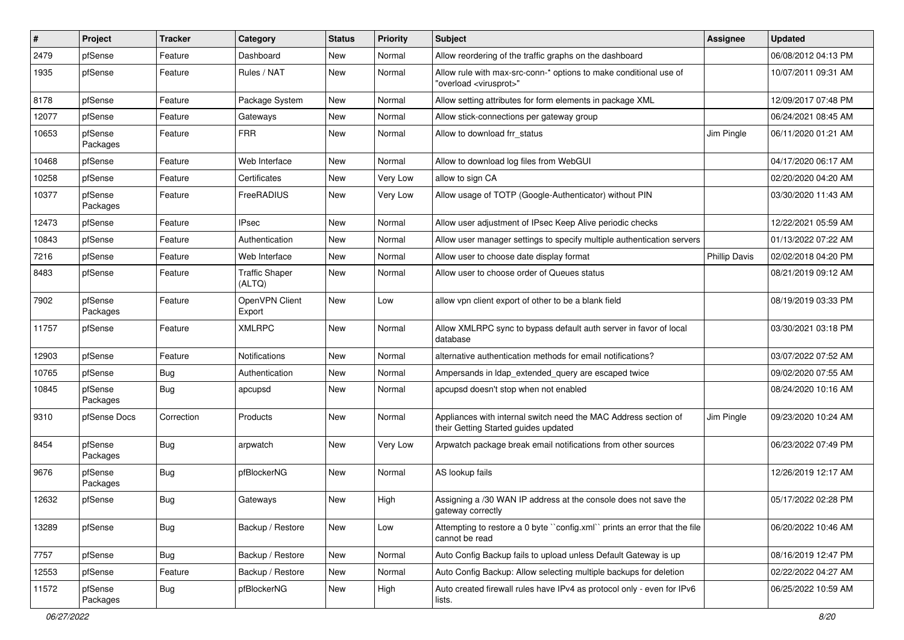| # | Project | Tracker | Category | Status | Priority | Subject | Assignee | Updated |
|---|---|---|---|---|---|---|---|---|
| 2479 | pfSense | Feature | Dashboard | New | Normal | Allow reordering of the traffic graphs on the dashboard | | 06/08/2012 04:13 PM |
| 1935 | pfSense | Feature | Rules / NAT | New | Normal | Allow rule with max-src-conn-* options to make conditional use of "overload <virusprot>" | | 10/07/2011 09:31 AM |
| 8178 | pfSense | Feature | Package System | New | Normal | Allow setting attributes for form elements in package XML | | 12/09/2017 07:48 PM |
| 12077 | pfSense | Feature | Gateways | New | Normal | Allow stick-connections per gateway group | | 06/24/2021 08:45 AM |
| 10653 | pfSense Packages | Feature | FRR | New | Normal | Allow to download frr_status | Jim Pingle | 06/11/2020 01:21 AM |
| 10468 | pfSense | Feature | Web Interface | New | Normal | Allow to download log files from WebGUI | | 04/17/2020 06:17 AM |
| 10258 | pfSense | Feature | Certificates | New | Very Low | allow to sign CA | | 02/20/2020 04:20 AM |
| 10377 | pfSense Packages | Feature | FreeRADIUS | New | Very Low | Allow usage of TOTP (Google-Authenticator) without PIN | | 03/30/2020 11:43 AM |
| 12473 | pfSense | Feature | IPsec | New | Normal | Allow user adjustment of IPsec Keep Alive periodic checks | | 12/22/2021 05:59 AM |
| 10843 | pfSense | Feature | Authentication | New | Normal | Allow user manager settings to specify multiple authentication servers | | 01/13/2022 07:22 AM |
| 7216 | pfSense | Feature | Web Interface | New | Normal | Allow user to choose date display format | Phillip Davis | 02/02/2018 04:20 PM |
| 8483 | pfSense | Feature | Traffic Shaper (ALTQ) | New | Normal | Allow user to choose order of Queues status | | 08/21/2019 09:12 AM |
| 7902 | pfSense Packages | Feature | OpenVPN Client Export | New | Low | allow vpn client export of other to be a blank field | | 08/19/2019 03:33 PM |
| 11757 | pfSense | Feature | XMLRPC | New | Normal | Allow XMLRPC sync to bypass default auth server in favor of local database | | 03/30/2021 03:18 PM |
| 12903 | pfSense | Feature | Notifications | New | Normal | alternative authentication methods for email notifications? | | 03/07/2022 07:52 AM |
| 10765 | pfSense | Bug | Authentication | New | Normal | Ampersands in ldap_extended_query are escaped twice | | 09/02/2020 07:55 AM |
| 10845 | pfSense Packages | Bug | apcupsd | New | Normal | apcupsd doesn't stop when not enabled | | 08/24/2020 10:16 AM |
| 9310 | pfSense Docs | Correction | Products | New | Normal | Appliances with internal switch need the MAC Address section of their Getting Started guides updated | Jim Pingle | 09/23/2020 10:24 AM |
| 8454 | pfSense Packages | Bug | arpwatch | New | Very Low | Arpwatch package break email notifications from other sources | | 06/23/2022 07:49 PM |
| 9676 | pfSense Packages | Bug | pfBlockerNG | New | Normal | AS lookup fails | | 12/26/2019 12:17 AM |
| 12632 | pfSense | Bug | Gateways | New | High | Assigning a /30 WAN IP address at the console does not save the gateway correctly | | 05/17/2022 02:28 PM |
| 13289 | pfSense | Bug | Backup / Restore | New | Low | Attempting to restore a 0 byte ``config.xml`` prints an error that the file cannot be read | | 06/20/2022 10:46 AM |
| 7757 | pfSense | Bug | Backup / Restore | New | Normal | Auto Config Backup fails to upload unless Default Gateway is up | | 08/16/2019 12:47 PM |
| 12553 | pfSense | Feature | Backup / Restore | New | Normal | Auto Config Backup: Allow selecting multiple backups for deletion | | 02/22/2022 04:27 AM |
| 11572 | pfSense Packages | Bug | pfBlockerNG | New | High | Auto created firewall rules have IPv4 as protocol only - even for IPv6 lists. | | 06/25/2022 10:59 AM |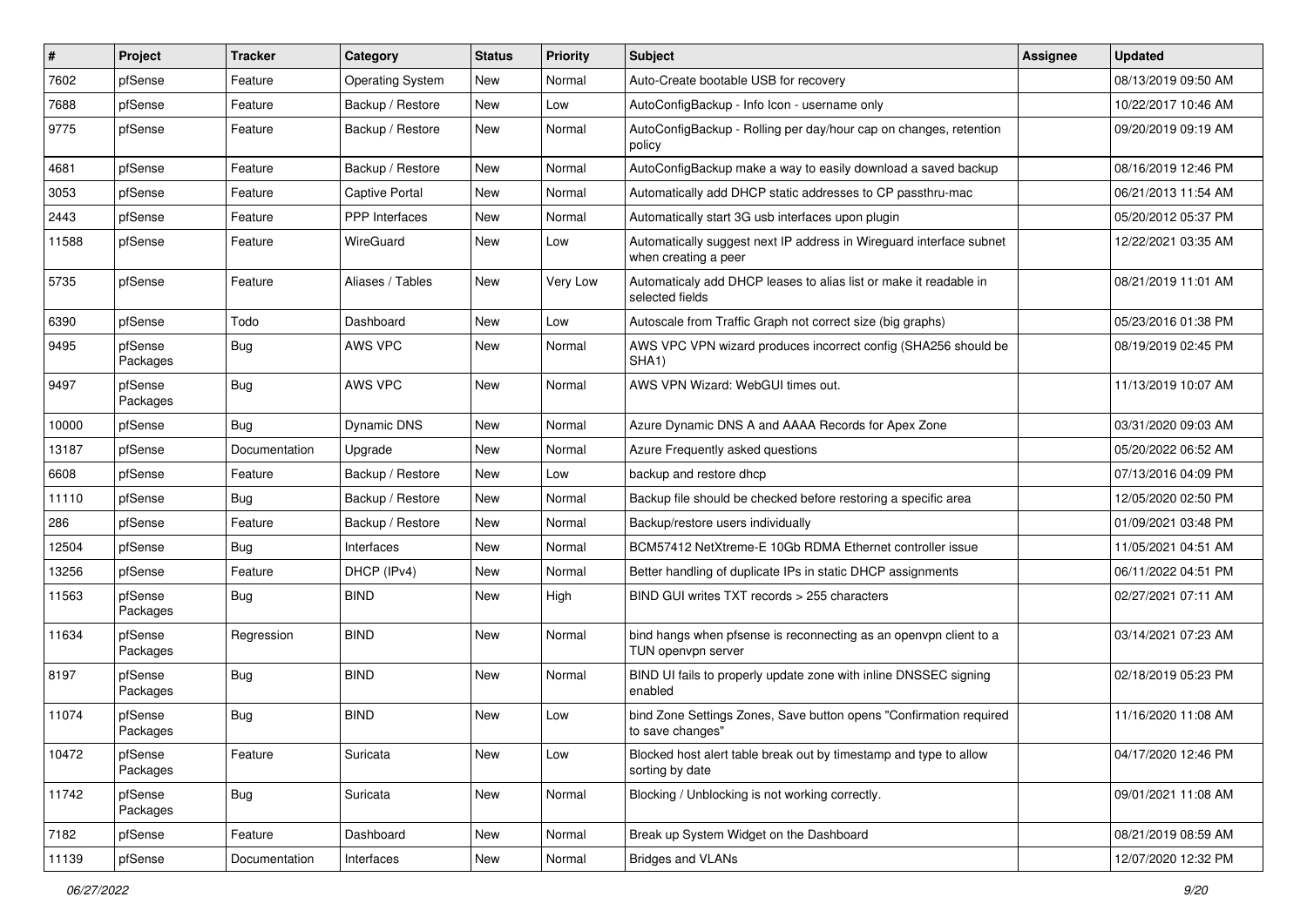| # | Project | Tracker | Category | Status | Priority | Subject | Assignee | Updated |
|---|---|---|---|---|---|---|---|---|
| 7602 | pfSense | Feature | Operating System | New | Normal | Auto-Create bootable USB for recovery | | 08/13/2019 09:50 AM |
| 7688 | pfSense | Feature | Backup / Restore | New | Low | AutoConfigBackup - Info Icon - username only | | 10/22/2017 10:46 AM |
| 9775 | pfSense | Feature | Backup / Restore | New | Normal | AutoConfigBackup - Rolling per day/hour cap on changes, retention policy | | 09/20/2019 09:19 AM |
| 4681 | pfSense | Feature | Backup / Restore | New | Normal | AutoConfigBackup make a way to easily download a saved backup | | 08/16/2019 12:46 PM |
| 3053 | pfSense | Feature | Captive Portal | New | Normal | Automatically add DHCP static addresses to CP passthru-mac | | 06/21/2013 11:54 AM |
| 2443 | pfSense | Feature | PPP Interfaces | New | Normal | Automatically start 3G usb interfaces upon plugin | | 05/20/2012 05:37 PM |
| 11588 | pfSense | Feature | WireGuard | New | Low | Automatically suggest next IP address in Wireguard interface subnet when creating a peer | | 12/22/2021 03:35 AM |
| 5735 | pfSense | Feature | Aliases / Tables | New | Very Low | Automaticaly add DHCP leases to alias list or make it readable in selected fields | | 08/21/2019 11:01 AM |
| 6390 | pfSense | Todo | Dashboard | New | Low | Autoscale from Traffic Graph not correct size (big graphs) | | 05/23/2016 01:38 PM |
| 9495 | pfSense Packages | Bug | AWS VPC | New | Normal | AWS VPC VPN wizard produces incorrect config (SHA256 should be SHA1) | | 08/19/2019 02:45 PM |
| 9497 | pfSense Packages | Bug | AWS VPC | New | Normal | AWS VPN Wizard: WebGUI times out. | | 11/13/2019 10:07 AM |
| 10000 | pfSense | Bug | Dynamic DNS | New | Normal | Azure Dynamic DNS A and AAAA Records for Apex Zone | | 03/31/2020 09:03 AM |
| 13187 | pfSense | Documentation | Upgrade | New | Normal | Azure Frequently asked questions | | 05/20/2022 06:52 AM |
| 6608 | pfSense | Feature | Backup / Restore | New | Low | backup and restore dhcp | | 07/13/2016 04:09 PM |
| 11110 | pfSense | Bug | Backup / Restore | New | Normal | Backup file should be checked before restoring a specific area | | 12/05/2020 02:50 PM |
| 286 | pfSense | Feature | Backup / Restore | New | Normal | Backup/restore users individually | | 01/09/2021 03:48 PM |
| 12504 | pfSense | Bug | Interfaces | New | Normal | BCM57412 NetXtreme-E 10Gb RDMA Ethernet controller issue | | 11/05/2021 04:51 AM |
| 13256 | pfSense | Feature | DHCP (IPv4) | New | Normal | Better handling of duplicate IPs in static DHCP assignments | | 06/11/2022 04:51 PM |
| 11563 | pfSense Packages | Bug | BIND | New | High | BIND GUI writes TXT records > 255 characters | | 02/27/2021 07:11 AM |
| 11634 | pfSense Packages | Regression | BIND | New | Normal | bind hangs when pfsense is reconnecting as an openvpn client to a TUN openvpn server | | 03/14/2021 07:23 AM |
| 8197 | pfSense Packages | Bug | BIND | New | Normal | BIND UI fails to properly update zone with inline DNSSEC signing enabled | | 02/18/2019 05:23 PM |
| 11074 | pfSense Packages | Bug | BIND | New | Low | bind Zone Settings Zones, Save button opens "Confirmation required to save changes" | | 11/16/2020 11:08 AM |
| 10472 | pfSense Packages | Feature | Suricata | New | Low | Blocked host alert table break out by timestamp and type to allow sorting by date | | 04/17/2020 12:46 PM |
| 11742 | pfSense Packages | Bug | Suricata | New | Normal | Blocking / Unblocking is not working correctly. | | 09/01/2021 11:08 AM |
| 7182 | pfSense | Feature | Dashboard | New | Normal | Break up System Widget on the Dashboard | | 08/21/2019 08:59 AM |
| 11139 | pfSense | Documentation | Interfaces | New | Normal | Bridges and VLANs | | 12/07/2020 12:32 PM |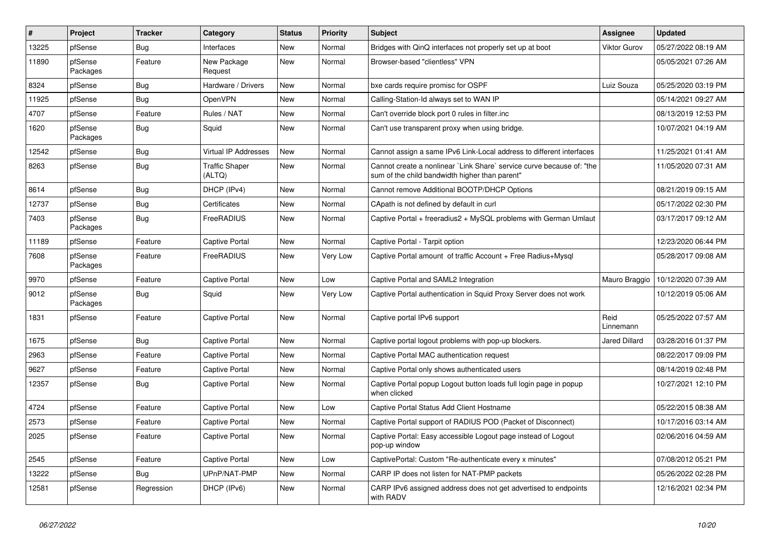| # | Project | Tracker | Category | Status | Priority | Subject | Assignee | Updated |
|---|---|---|---|---|---|---|---|---|
| 13225 | pfSense | Bug | Interfaces | New | Normal | Bridges with QinQ interfaces not properly set up at boot | Viktor Gurov | 05/27/2022 08:19 AM |
| 11890 | pfSense Packages | Feature | New Package Request | New | Normal | Browser-based "clientless" VPN | | 05/05/2021 07:26 AM |
| 8324 | pfSense | Bug | Hardware / Drivers | New | Normal | bxe cards require promisc for OSPF | Luiz Souza | 05/25/2020 03:19 PM |
| 11925 | pfSense | Bug | OpenVPN | New | Normal | Calling-Station-Id always set to WAN IP | | 05/14/2021 09:27 AM |
| 4707 | pfSense | Feature | Rules / NAT | New | Normal | Can't override block port 0 rules in filter.inc | | 08/13/2019 12:53 PM |
| 1620 | pfSense Packages | Bug | Squid | New | Normal | Can't use transparent proxy when using bridge. | | 10/07/2021 04:19 AM |
| 12542 | pfSense | Bug | Virtual IP Addresses | New | Normal | Cannot assign a same IPv6 Link-Local address to different interfaces | | 11/25/2021 01:41 AM |
| 8263 | pfSense | Bug | Traffic Shaper (ALTQ) | New | Normal | Cannot create a nonlinear `Link Share` service curve because of: "the sum of the child bandwidth higher than parent" | | 11/05/2020 07:31 AM |
| 8614 | pfSense | Bug | DHCP (IPv4) | New | Normal | Cannot remove Additional BOOTP/DHCP Options | | 08/21/2019 09:15 AM |
| 12737 | pfSense | Bug | Certificates | New | Normal | CApath is not defined by default in curl | | 05/17/2022 02:30 PM |
| 7403 | pfSense Packages | Bug | FreeRADIUS | New | Normal | Captive Portal + freeradius2 + MySQL problems with German Umlaut | | 03/17/2017 09:12 AM |
| 11189 | pfSense | Feature | Captive Portal | New | Normal | Captive Portal - Tarpit option | | 12/23/2020 06:44 PM |
| 7608 | pfSense Packages | Feature | FreeRADIUS | New | Very Low | Captive Portal amount of traffic Account + Free Radius+Mysql | | 05/28/2017 09:08 AM |
| 9970 | pfSense | Feature | Captive Portal | New | Low | Captive Portal and SAML2 Integration | Mauro Braggio | 10/12/2020 07:39 AM |
| 9012 | pfSense Packages | Bug | Squid | New | Very Low | Captive Portal authentication in Squid Proxy Server does not work | | 10/12/2019 05:06 AM |
| 1831 | pfSense | Feature | Captive Portal | New | Normal | Captive portal IPv6 support | Reid Linnemann | 05/25/2022 07:57 AM |
| 1675 | pfSense | Bug | Captive Portal | New | Normal | Captive portal logout problems with pop-up blockers. | Jared Dillard | 03/28/2016 01:37 PM |
| 2963 | pfSense | Feature | Captive Portal | New | Normal | Captive Portal MAC authentication request | | 08/22/2017 09:09 PM |
| 9627 | pfSense | Feature | Captive Portal | New | Normal | Captive Portal only shows authenticated users | | 08/14/2019 02:48 PM |
| 12357 | pfSense | Bug | Captive Portal | New | Normal | Captive Portal popup Logout button loads full login page in popup when clicked | | 10/27/2021 12:10 PM |
| 4724 | pfSense | Feature | Captive Portal | New | Low | Captive Portal Status Add Client Hostname | | 05/22/2015 08:38 AM |
| 2573 | pfSense | Feature | Captive Portal | New | Normal | Captive Portal support of RADIUS POD (Packet of Disconnect) | | 10/17/2016 03:14 AM |
| 2025 | pfSense | Feature | Captive Portal | New | Normal | Captive Portal: Easy accessible Logout page instead of Logout pop-up window | | 02/06/2016 04:59 AM |
| 2545 | pfSense | Feature | Captive Portal | New | Low | CaptivePortal: Custom "Re-authenticate every x minutes" | | 07/08/2012 05:21 PM |
| 13222 | pfSense | Bug | UPnP/NAT-PMP | New | Normal | CARP IP does not listen for NAT-PMP packets | | 05/26/2022 02:28 PM |
| 12581 | pfSense | Regression | DHCP (IPv6) | New | Normal | CARP IPv6 assigned address does not get advertised to endpoints with RADV | | 12/16/2021 02:34 PM |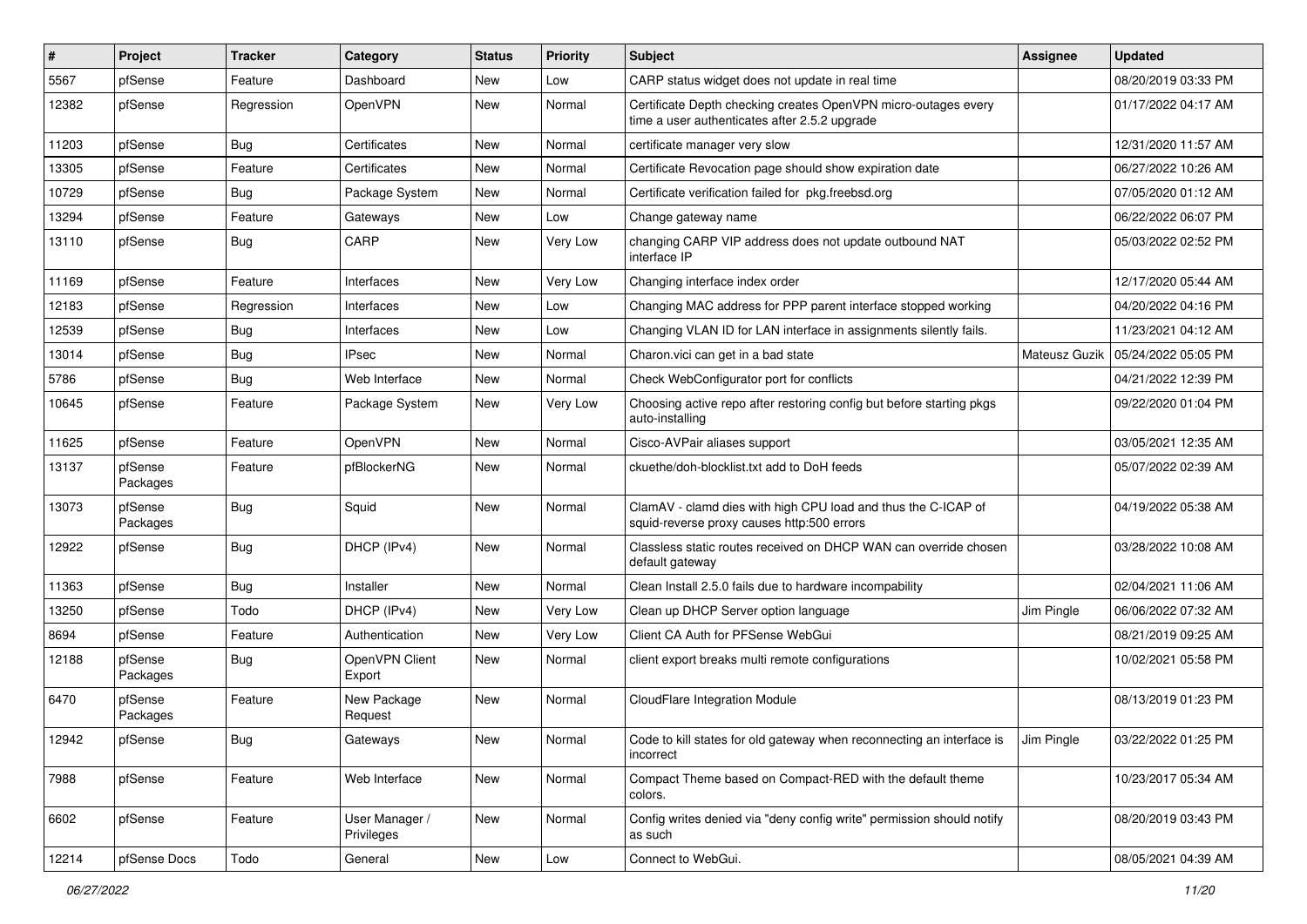| # | Project | Tracker | Category | Status | Priority | Subject | Assignee | Updated |
|---|---|---|---|---|---|---|---|---|
| 5567 | pfSense | Feature | Dashboard | New | Low | CARP status widget does not update in real time | | 08/20/2019 03:33 PM |
| 12382 | pfSense | Regression | OpenVPN | New | Normal | Certificate Depth checking creates OpenVPN micro-outages every time a user authenticates after 2.5.2 upgrade | | 01/17/2022 04:17 AM |
| 11203 | pfSense | Bug | Certificates | New | Normal | certificate manager very slow | | 12/31/2020 11:57 AM |
| 13305 | pfSense | Feature | Certificates | New | Normal | Certificate Revocation page should show expiration date | | 06/27/2022 10:26 AM |
| 10729 | pfSense | Bug | Package System | New | Normal | Certificate verification failed for pkg.freebsd.org | | 07/05/2020 01:12 AM |
| 13294 | pfSense | Feature | Gateways | New | Low | Change gateway name | | 06/22/2022 06:07 PM |
| 13110 | pfSense | Bug | CARP | New | Very Low | changing CARP VIP address does not update outbound NAT interface IP | | 05/03/2022 02:52 PM |
| 11169 | pfSense | Feature | Interfaces | New | Very Low | Changing interface index order | | 12/17/2020 05:44 AM |
| 12183 | pfSense | Regression | Interfaces | New | Low | Changing MAC address for PPP parent interface stopped working | | 04/20/2022 04:16 PM |
| 12539 | pfSense | Bug | Interfaces | New | Low | Changing VLAN ID for LAN interface in assignments silently fails. | | 11/23/2021 04:12 AM |
| 13014 | pfSense | Bug | IPsec | New | Normal | Charon.vici can get in a bad state | Mateusz Guzik | 05/24/2022 05:05 PM |
| 5786 | pfSense | Bug | Web Interface | New | Normal | Check WebConfigurator port for conflicts | | 04/21/2022 12:39 PM |
| 10645 | pfSense | Feature | Package System | New | Very Low | Choosing active repo after restoring config but before starting pkgs auto-installing | | 09/22/2020 01:04 PM |
| 11625 | pfSense | Feature | OpenVPN | New | Normal | Cisco-AVPair aliases support | | 03/05/2021 12:35 AM |
| 13137 | pfSense Packages | Feature | pfBlockerNG | New | Normal | ckuethe/doh-blocklist.txt add to DoH feeds | | 05/07/2022 02:39 AM |
| 13073 | pfSense Packages | Bug | Squid | New | Normal | ClamAV - clamd dies with high CPU load and thus the C-ICAP of squid-reverse proxy causes http:500 errors | | 04/19/2022 05:38 AM |
| 12922 | pfSense | Bug | DHCP (IPv4) | New | Normal | Classless static routes received on DHCP WAN can override chosen default gateway | | 03/28/2022 10:08 AM |
| 11363 | pfSense | Bug | Installer | New | Normal | Clean Install 2.5.0 fails due to hardware incompability | | 02/04/2021 11:06 AM |
| 13250 | pfSense | Todo | DHCP (IPv4) | New | Very Low | Clean up DHCP Server option language | Jim Pingle | 06/06/2022 07:32 AM |
| 8694 | pfSense | Feature | Authentication | New | Very Low | Client CA Auth for PFSense WebGui | | 08/21/2019 09:25 AM |
| 12188 | pfSense Packages | Bug | OpenVPN Client Export | New | Normal | client export breaks multi remote configurations | | 10/02/2021 05:58 PM |
| 6470 | pfSense Packages | Feature | New Package Request | New | Normal | CloudFlare Integration Module | | 08/13/2019 01:23 PM |
| 12942 | pfSense | Bug | Gateways | New | Normal | Code to kill states for old gateway when reconnecting an interface is incorrect | Jim Pingle | 03/22/2022 01:25 PM |
| 7988 | pfSense | Feature | Web Interface | New | Normal | Compact Theme based on Compact-RED with the default theme colors. | | 10/23/2017 05:34 AM |
| 6602 | pfSense | Feature | User Manager / Privileges | New | Normal | Config writes denied via "deny config write" permission should notify as such | | 08/20/2019 03:43 PM |
| 12214 | pfSense Docs | Todo | General | New | Low | Connect to WebGui. | | 08/05/2021 04:39 AM |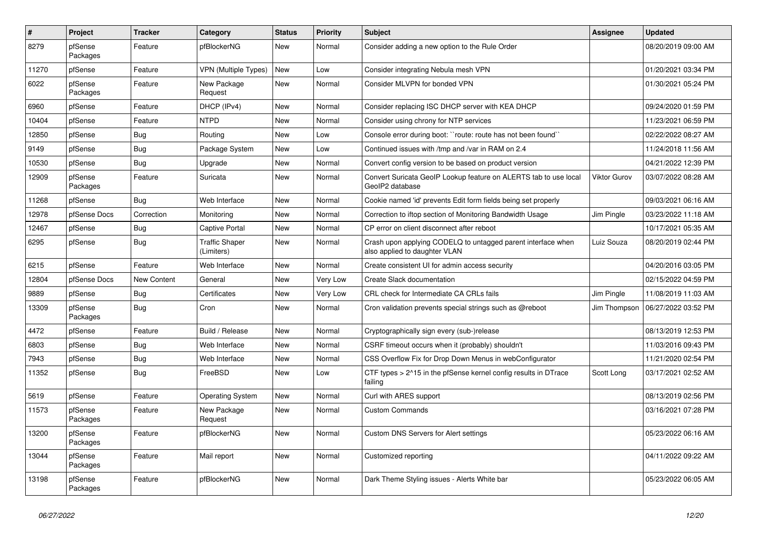| # | Project | Tracker | Category | Status | Priority | Subject | Assignee | Updated |
|---|---|---|---|---|---|---|---|---|
| 8279 | pfSense Packages | Feature | pfBlockerNG | New | Normal | Consider adding a new option to the Rule Order | | 08/20/2019 09:00 AM |
| 11270 | pfSense | Feature | VPN (Multiple Types) | New | Low | Consider integrating Nebula mesh VPN | | 01/20/2021 03:34 PM |
| 6022 | pfSense Packages | Feature | New Package Request | New | Normal | Consider MLVPN for bonded VPN | | 01/30/2021 05:24 PM |
| 6960 | pfSense | Feature | DHCP (IPv4) | New | Normal | Consider replacing ISC DHCP server with KEA DHCP | | 09/24/2020 01:59 PM |
| 10404 | pfSense | Feature | NTPD | New | Normal | Consider using chrony for NTP services | | 11/23/2021 06:59 PM |
| 12850 | pfSense | Bug | Routing | New | Low | Console error during boot: ``route: route has not been found`` | | 02/22/2022 08:27 AM |
| 9149 | pfSense | Bug | Package System | New | Low | Continued issues with /tmp and /var in RAM on 2.4 | | 11/24/2018 11:56 AM |
| 10530 | pfSense | Bug | Upgrade | New | Normal | Convert config version to be based on product version | | 04/21/2022 12:39 PM |
| 12909 | pfSense Packages | Feature | Suricata | New | Normal | Convert Suricata GeoIP Lookup feature on ALERTS tab to use local GeoIP2 database | Viktor Gurov | 03/07/2022 08:28 AM |
| 11268 | pfSense | Bug | Web Interface | New | Normal | Cookie named 'id' prevents Edit form fields being set properly | | 09/03/2021 06:16 AM |
| 12978 | pfSense Docs | Correction | Monitoring | New | Normal | Correction to iftop section of Monitoring Bandwidth Usage | Jim Pingle | 03/23/2022 11:18 AM |
| 12467 | pfSense | Bug | Captive Portal | New | Normal | CP error on client disconnect after reboot | | 10/17/2021 05:35 AM |
| 6295 | pfSense | Bug | Traffic Shaper (Limiters) | New | Normal | Crash upon applying CODELQ to untagged parent interface when also applied to daughter VLAN | Luiz Souza | 08/20/2019 02:44 PM |
| 6215 | pfSense | Feature | Web Interface | New | Normal | Create consistent UI for admin access security | | 04/20/2016 03:05 PM |
| 12804 | pfSense Docs | New Content | General | New | Very Low | Create Slack documentation | | 02/15/2022 04:59 PM |
| 9889 | pfSense | Bug | Certificates | New | Very Low | CRL check for Intermediate CA CRLs fails | Jim Pingle | 11/08/2019 11:03 AM |
| 13309 | pfSense Packages | Bug | Cron | New | Normal | Cron validation prevents special strings such as @reboot | Jim Thompson | 06/27/2022 03:52 PM |
| 4472 | pfSense | Feature | Build / Release | New | Normal | Cryptographically sign every (sub-)release | | 08/13/2019 12:53 PM |
| 6803 | pfSense | Bug | Web Interface | New | Normal | CSRF timeout occurs when it (probably) shouldn't | | 11/03/2016 09:43 PM |
| 7943 | pfSense | Bug | Web Interface | New | Normal | CSS Overflow Fix for Drop Down Menus in webConfigurator | | 11/21/2020 02:54 PM |
| 11352 | pfSense | Bug | FreeBSD | New | Low | CTF types > 2^15 in the pfSense kernel config results in DTrace failing | Scott Long | 03/17/2021 02:52 AM |
| 5619 | pfSense | Feature | Operating System | New | Normal | Curl with ARES support | | 08/13/2019 02:56 PM |
| 11573 | pfSense Packages | Feature | New Package Request | New | Normal | Custom Commands | | 03/16/2021 07:28 PM |
| 13200 | pfSense Packages | Feature | pfBlockerNG | New | Normal | Custom DNS Servers for Alert settings | | 05/23/2022 06:16 AM |
| 13044 | pfSense Packages | Feature | Mail report | New | Normal | Customized reporting | | 04/11/2022 09:22 AM |
| 13198 | pfSense Packages | Feature | pfBlockerNG | New | Normal | Dark Theme Styling issues - Alerts White bar | | 05/23/2022 06:05 AM |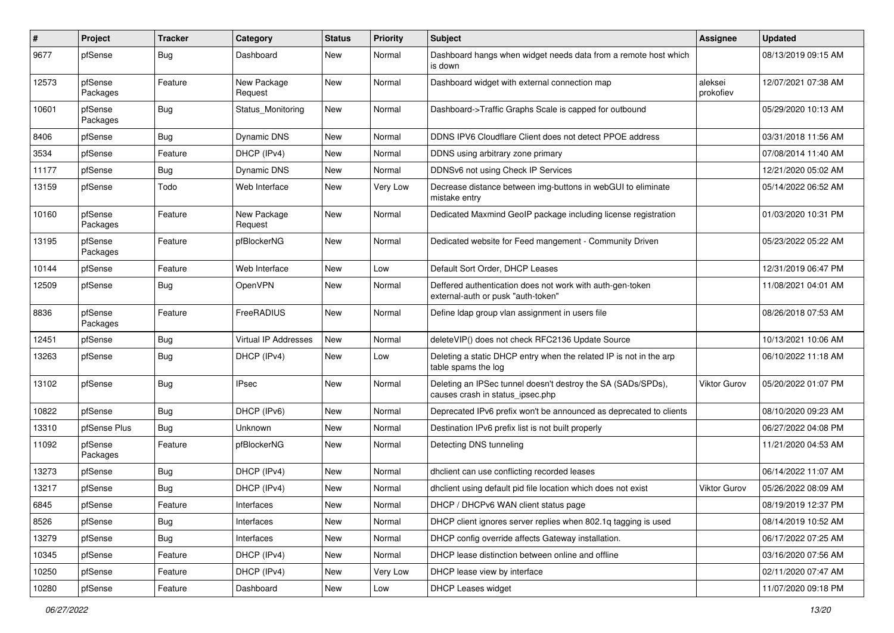| # | Project | Tracker | Category | Status | Priority | Subject | Assignee | Updated |
|---|---|---|---|---|---|---|---|---|
| 9677 | pfSense | Bug | Dashboard | New | Normal | Dashboard hangs when widget needs data from a remote host which is down | | 08/13/2019 09:15 AM |
| 12573 | pfSense Packages | Feature | New Package Request | New | Normal | Dashboard widget with external connection map | aleksei prokofiev | 12/07/2021 07:38 AM |
| 10601 | pfSense Packages | Bug | Status_Monitoring | New | Normal | Dashboard->Traffic Graphs Scale is capped for outbound | | 05/29/2020 10:13 AM |
| 8406 | pfSense | Bug | Dynamic DNS | New | Normal | DDNS IPV6 Cloudflare Client does not detect PPOE address | | 03/31/2018 11:56 AM |
| 3534 | pfSense | Feature | DHCP (IPv4) | New | Normal | DDNS using arbitrary zone primary | | 07/08/2014 11:40 AM |
| 11177 | pfSense | Bug | Dynamic DNS | New | Normal | DDNSv6 not using Check IP Services | | 12/21/2020 05:02 AM |
| 13159 | pfSense | Todo | Web Interface | New | Very Low | Decrease distance between img-buttons in webGUI to eliminate mistake entry | | 05/14/2022 06:52 AM |
| 10160 | pfSense Packages | Feature | New Package Request | New | Normal | Dedicated Maxmind GeoIP package including license registration | | 01/03/2020 10:31 PM |
| 13195 | pfSense Packages | Feature | pfBlockerNG | New | Normal | Dedicated website for Feed mangement - Community Driven | | 05/23/2022 05:22 AM |
| 10144 | pfSense | Feature | Web Interface | New | Low | Default Sort Order, DHCP Leases | | 12/31/2019 06:47 PM |
| 12509 | pfSense | Bug | OpenVPN | New | Normal | Deffered authentication does not work with auth-gen-token external-auth or pusk "auth-token" | | 11/08/2021 04:01 AM |
| 8836 | pfSense Packages | Feature | FreeRADIUS | New | Normal | Define ldap group vlan assignment in users file | | 08/26/2018 07:53 AM |
| 12451 | pfSense | Bug | Virtual IP Addresses | New | Normal | deleteVIP() does not check RFC2136 Update Source | | 10/13/2021 10:06 AM |
| 13263 | pfSense | Bug | DHCP (IPv4) | New | Low | Deleting a static DHCP entry when the related IP is not in the arp table spams the log | | 06/10/2022 11:18 AM |
| 13102 | pfSense | Bug | IPsec | New | Normal | Deleting an IPSec tunnel doesn't destroy the SA (SADs/SPDs), causes crash in status_ipsec.php | Viktor Gurov | 05/20/2022 01:07 PM |
| 10822 | pfSense | Bug | DHCP (IPv6) | New | Normal | Deprecated IPv6 prefix won't be announced as deprecated to clients | | 08/10/2020 09:23 AM |
| 13310 | pfSense Plus | Bug | Unknown | New | Normal | Destination IPv6 prefix list is not built properly | | 06/27/2022 04:08 PM |
| 11092 | pfSense Packages | Feature | pfBlockerNG | New | Normal | Detecting DNS tunneling | | 11/21/2020 04:53 AM |
| 13273 | pfSense | Bug | DHCP (IPv4) | New | Normal | dhclient can use conflicting recorded leases | | 06/14/2022 11:07 AM |
| 13217 | pfSense | Bug | DHCP (IPv4) | New | Normal | dhclient using default pid file location which does not exist | Viktor Gurov | 05/26/2022 08:09 AM |
| 6845 | pfSense | Feature | Interfaces | New | Normal | DHCP / DHCPv6 WAN client status page | | 08/19/2019 12:37 PM |
| 8526 | pfSense | Bug | Interfaces | New | Normal | DHCP client ignores server replies when 802.1q tagging is used | | 08/14/2019 10:52 AM |
| 13279 | pfSense | Bug | Interfaces | New | Normal | DHCP config override affects Gateway installation. | | 06/17/2022 07:25 AM |
| 10345 | pfSense | Feature | DHCP (IPv4) | New | Normal | DHCP lease distinction between online and offline | | 03/16/2020 07:56 AM |
| 10250 | pfSense | Feature | DHCP (IPv4) | New | Very Low | DHCP lease view by interface | | 02/11/2020 07:47 AM |
| 10280 | pfSense | Feature | Dashboard | New | Low | DHCP Leases widget | | 11/07/2020 09:18 PM |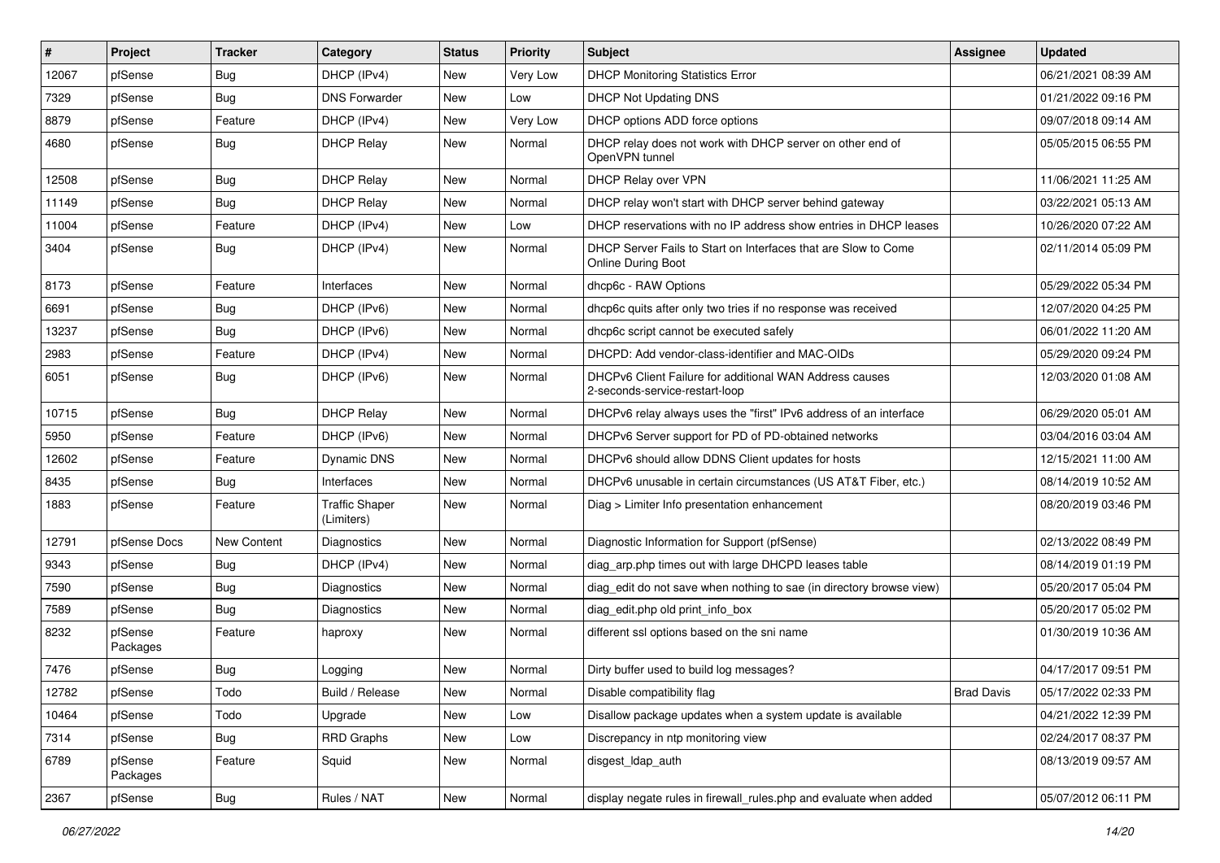| # | Project | Tracker | Category | Status | Priority | Subject | Assignee | Updated |
|---|---|---|---|---|---|---|---|---|
| 12067 | pfSense | Bug | DHCP (IPv4) | New | Very Low | DHCP Monitoring Statistics Error | | 06/21/2021 08:39 AM |
| 7329 | pfSense | Bug | DNS Forwarder | New | Low | DHCP Not Updating DNS | | 01/21/2022 09:16 PM |
| 8879 | pfSense | Feature | DHCP (IPv4) | New | Very Low | DHCP options ADD force options | | 09/07/2018 09:14 AM |
| 4680 | pfSense | Bug | DHCP Relay | New | Normal | DHCP relay does not work with DHCP server on other end of OpenVPN tunnel | | 05/05/2015 06:55 PM |
| 12508 | pfSense | Bug | DHCP Relay | New | Normal | DHCP Relay over VPN | | 11/06/2021 11:25 AM |
| 11149 | pfSense | Bug | DHCP Relay | New | Normal | DHCP relay won't start with DHCP server behind gateway | | 03/22/2021 05:13 AM |
| 11004 | pfSense | Feature | DHCP (IPv4) | New | Low | DHCP reservations with no IP address show entries in DHCP leases | | 10/26/2020 07:22 AM |
| 3404 | pfSense | Bug | DHCP (IPv4) | New | Normal | DHCP Server Fails to Start on Interfaces that are Slow to Come Online During Boot | | 02/11/2014 05:09 PM |
| 8173 | pfSense | Feature | Interfaces | New | Normal | dhcp6c - RAW Options | | 05/29/2022 05:34 PM |
| 6691 | pfSense | Bug | DHCP (IPv6) | New | Normal | dhcp6c quits after only two tries if no response was received | | 12/07/2020 04:25 PM |
| 13237 | pfSense | Bug | DHCP (IPv6) | New | Normal | dhcp6c script cannot be executed safely | | 06/01/2022 11:20 AM |
| 2983 | pfSense | Feature | DHCP (IPv4) | New | Normal | DHCPD: Add vendor-class-identifier and MAC-OIDs | | 05/29/2020 09:24 PM |
| 6051 | pfSense | Bug | DHCP (IPv6) | New | Normal | DHCPv6 Client Failure for additional WAN Address causes 2-seconds-service-restart-loop | | 12/03/2020 01:08 AM |
| 10715 | pfSense | Bug | DHCP Relay | New | Normal | DHCPv6 relay always uses the "first" IPv6 address of an interface | | 06/29/2020 05:01 AM |
| 5950 | pfSense | Feature | DHCP (IPv6) | New | Normal | DHCPv6 Server support for PD of PD-obtained networks | | 03/04/2016 03:04 AM |
| 12602 | pfSense | Feature | Dynamic DNS | New | Normal | DHCPv6 should allow DDNS Client updates for hosts | | 12/15/2021 11:00 AM |
| 8435 | pfSense | Bug | Interfaces | New | Normal | DHCPv6 unusable in certain circumstances (US AT&T Fiber, etc.) | | 08/14/2019 10:52 AM |
| 1883 | pfSense | Feature | Traffic Shaper (Limiters) | New | Normal | Diag > Limiter Info presentation enhancement | | 08/20/2019 03:46 PM |
| 12791 | pfSense Docs | New Content | Diagnostics | New | Normal | Diagnostic Information for Support (pfSense) | | 02/13/2022 08:49 PM |
| 9343 | pfSense | Bug | DHCP (IPv4) | New | Normal | diag_arp.php times out with large DHCPD leases table | | 08/14/2019 01:19 PM |
| 7590 | pfSense | Bug | Diagnostics | New | Normal | diag_edit do not save when nothing to sae (in directory browse view) | | 05/20/2017 05:04 PM |
| 7589 | pfSense | Bug | Diagnostics | New | Normal | diag_edit.php old print_info_box | | 05/20/2017 05:02 PM |
| 8232 | pfSense Packages | Feature | haproxy | New | Normal | different ssl options based on the sni name | | 01/30/2019 10:36 AM |
| 7476 | pfSense | Bug | Logging | New | Normal | Dirty buffer used to build log messages? | | 04/17/2017 09:51 PM |
| 12782 | pfSense | Todo | Build / Release | New | Normal | Disable compatibility flag | Brad Davis | 05/17/2022 02:33 PM |
| 10464 | pfSense | Todo | Upgrade | New | Low | Disallow package updates when a system update is available | | 04/21/2022 12:39 PM |
| 7314 | pfSense | Bug | RRD Graphs | New | Low | Discrepancy in ntp monitoring view | | 02/24/2017 08:37 PM |
| 6789 | pfSense Packages | Feature | Squid | New | Normal | disgest_ldap_auth | | 08/13/2019 09:57 AM |
| 2367 | pfSense | Bug | Rules / NAT | New | Normal | display negate rules in firewall_rules.php and evaluate when added | | 05/07/2012 06:11 PM |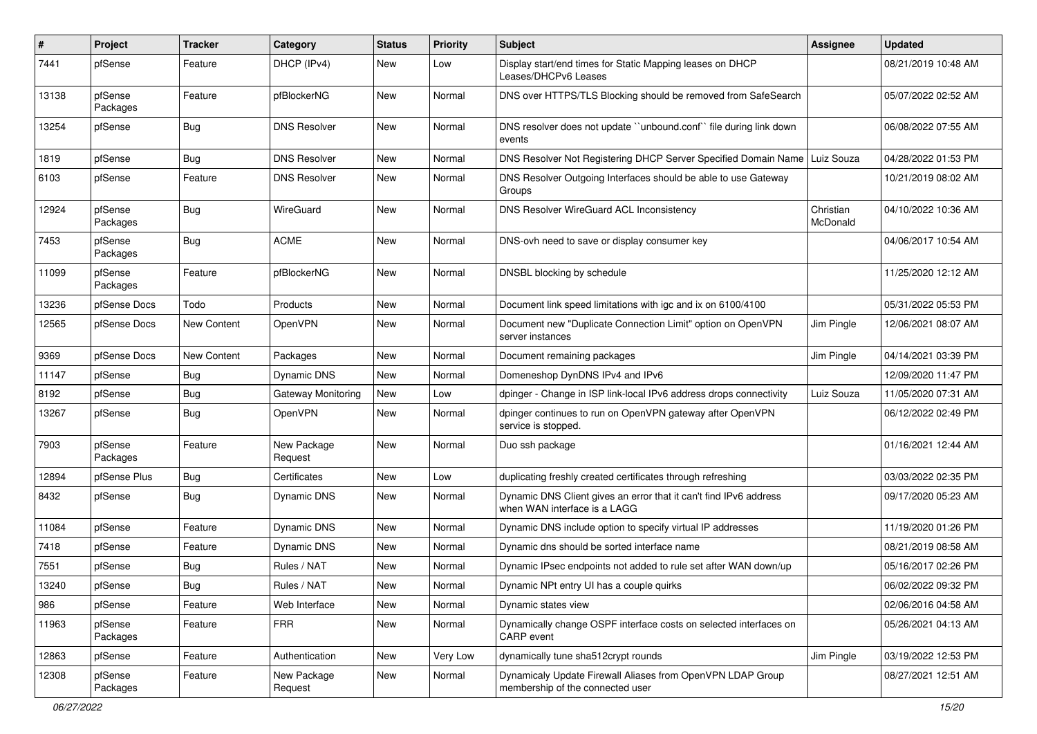| # | Project | Tracker | Category | Status | Priority | Subject | Assignee | Updated |
|---|---|---|---|---|---|---|---|---|
| 7441 | pfSense | Feature | DHCP (IPv4) | New | Low | Display start/end times for Static Mapping leases on DHCP Leases/DHCPv6 Leases | | 08/21/2019 10:48 AM |
| 13138 | pfSense Packages | Feature | pfBlockerNG | New | Normal | DNS over HTTPS/TLS Blocking should be removed from SafeSearch | | 05/07/2022 02:52 AM |
| 13254 | pfSense | Bug | DNS Resolver | New | Normal | DNS resolver does not update ``unbound.conf`` file during link down events | | 06/08/2022 07:55 AM |
| 1819 | pfSense | Bug | DNS Resolver | New | Normal | DNS Resolver Not Registering DHCP Server Specified Domain Name | Luiz Souza | 04/28/2022 01:53 PM |
| 6103 | pfSense | Feature | DNS Resolver | New | Normal | DNS Resolver Outgoing Interfaces should be able to use Gateway Groups | | 10/21/2019 08:02 AM |
| 12924 | pfSense Packages | Bug | WireGuard | New | Normal | DNS Resolver WireGuard ACL Inconsistency | Christian McDonald | 04/10/2022 10:36 AM |
| 7453 | pfSense Packages | Bug | ACME | New | Normal | DNS-ovh need to save or display consumer key | | 04/06/2017 10:54 AM |
| 11099 | pfSense Packages | Feature | pfBlockerNG | New | Normal | DNSBL blocking by schedule | | 11/25/2020 12:12 AM |
| 13236 | pfSense Docs | Todo | Products | New | Normal | Document link speed limitations with igc and ix on 6100/4100 | | 05/31/2022 05:53 PM |
| 12565 | pfSense Docs | New Content | OpenVPN | New | Normal | Document new "Duplicate Connection Limit" option on OpenVPN server instances | Jim Pingle | 12/06/2021 08:07 AM |
| 9369 | pfSense Docs | New Content | Packages | New | Normal | Document remaining packages | Jim Pingle | 04/14/2021 03:39 PM |
| 11147 | pfSense | Bug | Dynamic DNS | New | Normal | Domeneshop DynDNS IPv4 and IPv6 | | 12/09/2020 11:47 PM |
| 8192 | pfSense | Bug | Gateway Monitoring | New | Low | dpinger - Change in ISP link-local IPv6 address drops connectivity | Luiz Souza | 11/05/2020 07:31 AM |
| 13267 | pfSense | Bug | OpenVPN | New | Normal | dpinger continues to run on OpenVPN gateway after OpenVPN service is stopped. | | 06/12/2022 02:49 PM |
| 7903 | pfSense Packages | Feature | New Package Request | New | Normal | Duo ssh package | | 01/16/2021 12:44 AM |
| 12894 | pfSense Plus | Bug | Certificates | New | Low | duplicating freshly created certificates through refreshing | | 03/03/2022 02:35 PM |
| 8432 | pfSense | Bug | Dynamic DNS | New | Normal | Dynamic DNS Client gives an error that it can't find IPv6 address when WAN interface is a LAGG | | 09/17/2020 05:23 AM |
| 11084 | pfSense | Feature | Dynamic DNS | New | Normal | Dynamic DNS include option to specify virtual IP addresses | | 11/19/2020 01:26 PM |
| 7418 | pfSense | Feature | Dynamic DNS | New | Normal | Dynamic dns should be sorted interface name | | 08/21/2019 08:58 AM |
| 7551 | pfSense | Bug | Rules / NAT | New | Normal | Dynamic IPsec endpoints not added to rule set after WAN down/up | | 05/16/2017 02:26 PM |
| 13240 | pfSense | Bug | Rules / NAT | New | Normal | Dynamic NPt entry UI has a couple quirks | | 06/02/2022 09:32 PM |
| 986 | pfSense | Feature | Web Interface | New | Normal | Dynamic states view | | 02/06/2016 04:58 AM |
| 11963 | pfSense Packages | Feature | FRR | New | Normal | Dynamically change OSPF interface costs on selected interfaces on CARP event | | 05/26/2021 04:13 AM |
| 12863 | pfSense | Feature | Authentication | New | Very Low | dynamically tune sha512crypt rounds | Jim Pingle | 03/19/2022 12:53 PM |
| 12308 | pfSense Packages | Feature | New Package Request | New | Normal | Dynamicaly Update Firewall Aliases from OpenVPN LDAP Group membership of the connected user | | 08/27/2021 12:51 AM |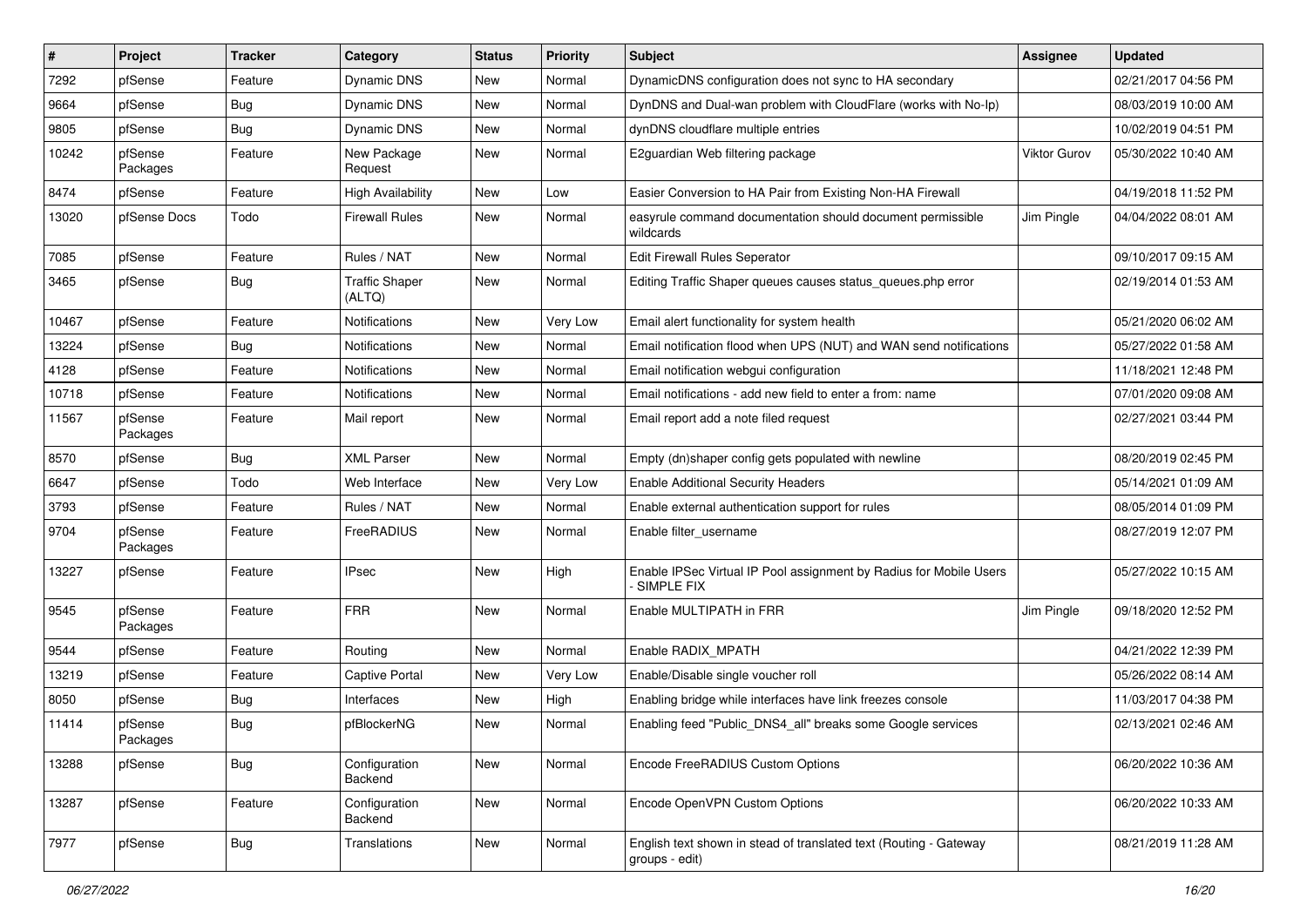| # | Project | Tracker | Category | Status | Priority | Subject | Assignee | Updated |
|---|---|---|---|---|---|---|---|---|
| 7292 | pfSense | Feature | Dynamic DNS | New | Normal | DynamicDNS configuration does not sync to HA secondary | | 02/21/2017 04:56 PM |
| 9664 | pfSense | Bug | Dynamic DNS | New | Normal | DynDNS and Dual-wan problem with CloudFlare (works with No-Ip) | | 08/03/2019 10:00 AM |
| 9805 | pfSense | Bug | Dynamic DNS | New | Normal | dynDNS cloudflare multiple entries | | 10/02/2019 04:51 PM |
| 10242 | pfSense Packages | Feature | New Package Request | New | Normal | E2guardian Web filtering package | Viktor Gurov | 05/30/2022 10:40 AM |
| 8474 | pfSense | Feature | High Availability | New | Low | Easier Conversion to HA Pair from Existing Non-HA Firewall | | 04/19/2018 11:52 PM |
| 13020 | pfSense Docs | Todo | Firewall Rules | New | Normal | easyrule command documentation should document permissible wildcards | Jim Pingle | 04/04/2022 08:01 AM |
| 7085 | pfSense | Feature | Rules / NAT | New | Normal | Edit Firewall Rules Seperator | | 09/10/2017 09:15 AM |
| 3465 | pfSense | Bug | Traffic Shaper (ALTQ) | New | Normal | Editing Traffic Shaper queues causes status_queues.php error | | 02/19/2014 01:53 AM |
| 10467 | pfSense | Feature | Notifications | New | Very Low | Email alert functionality for system health | | 05/21/2020 06:02 AM |
| 13224 | pfSense | Bug | Notifications | New | Normal | Email notification flood when UPS (NUT) and WAN send notifications | | 05/27/2022 01:58 AM |
| 4128 | pfSense | Feature | Notifications | New | Normal | Email notification webgui configuration | | 11/18/2021 12:48 PM |
| 10718 | pfSense | Feature | Notifications | New | Normal | Email notifications - add new field to enter a from: name | | 07/01/2020 09:08 AM |
| 11567 | pfSense Packages | Feature | Mail report | New | Normal | Email report add a note filed request | | 02/27/2021 03:44 PM |
| 8570 | pfSense | Bug | XML Parser | New | Normal | Empty (dn)shaper config gets populated with newline | | 08/20/2019 02:45 PM |
| 6647 | pfSense | Todo | Web Interface | New | Very Low | Enable Additional Security Headers | | 05/14/2021 01:09 AM |
| 3793 | pfSense | Feature | Rules / NAT | New | Normal | Enable external authentication support for rules | | 08/05/2014 01:09 PM |
| 9704 | pfSense Packages | Feature | FreeRADIUS | New | Normal | Enable filter_username | | 08/27/2019 12:07 PM |
| 13227 | pfSense | Feature | IPsec | New | High | Enable IPSec Virtual IP Pool assignment by Radius for Mobile Users - SIMPLE FIX | | 05/27/2022 10:15 AM |
| 9545 | pfSense Packages | Feature | FRR | New | Normal | Enable MULTIPATH in FRR | Jim Pingle | 09/18/2020 12:52 PM |
| 9544 | pfSense | Feature | Routing | New | Normal | Enable RADIX_MPATH | | 04/21/2022 12:39 PM |
| 13219 | pfSense | Feature | Captive Portal | New | Very Low | Enable/Disable single voucher roll | | 05/26/2022 08:14 AM |
| 8050 | pfSense | Bug | Interfaces | New | High | Enabling bridge while interfaces have link freezes console | | 11/03/2017 04:38 PM |
| 11414 | pfSense Packages | Bug | pfBlockerNG | New | Normal | Enabling feed "Public_DNS4_all" breaks some Google services | | 02/13/2021 02:46 AM |
| 13288 | pfSense | Bug | Configuration Backend | New | Normal | Encode FreeRADIUS Custom Options | | 06/20/2022 10:36 AM |
| 13287 | pfSense | Feature | Configuration Backend | New | Normal | Encode OpenVPN Custom Options | | 06/20/2022 10:33 AM |
| 7977 | pfSense | Bug | Translations | New | Normal | English text shown in stead of translated text (Routing - Gateway groups - edit) | | 08/21/2019 11:28 AM |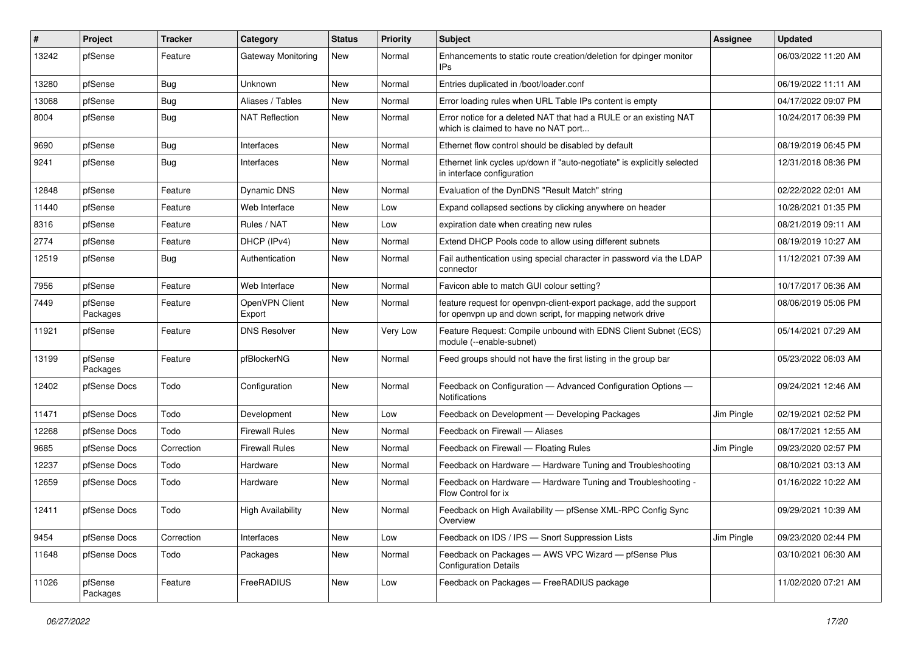| # | Project | Tracker | Category | Status | Priority | Subject | Assignee | Updated |
|---|---|---|---|---|---|---|---|---|
| 13242 | pfSense | Feature | Gateway Monitoring | New | Normal | Enhancements to static route creation/deletion for dpinger monitor IPs | | 06/03/2022 11:20 AM |
| 13280 | pfSense | Bug | Unknown | New | Normal | Entries duplicated in /boot/loader.conf | | 06/19/2022 11:11 AM |
| 13068 | pfSense | Bug | Aliases / Tables | New | Normal | Error loading rules when URL Table IPs content is empty | | 04/17/2022 09:07 PM |
| 8004 | pfSense | Bug | NAT Reflection | New | Normal | Error notice for a deleted NAT that had a RULE or an existing NAT which is claimed to have no NAT port... | | 10/24/2017 06:39 PM |
| 9690 | pfSense | Bug | Interfaces | New | Normal | Ethernet flow control should be disabled by default | | 08/19/2019 06:45 PM |
| 9241 | pfSense | Bug | Interfaces | New | Normal | Ethernet link cycles up/down if "auto-negotiate" is explicitly selected in interface configuration | | 12/31/2018 08:36 PM |
| 12848 | pfSense | Feature | Dynamic DNS | New | Normal | Evaluation of the DynDNS "Result Match" string | | 02/22/2022 02:01 AM |
| 11440 | pfSense | Feature | Web Interface | New | Low | Expand collapsed sections by clicking anywhere on header | | 10/28/2021 01:35 PM |
| 8316 | pfSense | Feature | Rules / NAT | New | Low | expiration date when creating new rules | | 08/21/2019 09:11 AM |
| 2774 | pfSense | Feature | DHCP (IPv4) | New | Normal | Extend DHCP Pools code to allow using different subnets | | 08/19/2019 10:27 AM |
| 12519 | pfSense | Bug | Authentication | New | Normal | Fail authentication using special character in password via the LDAP connector | | 11/12/2021 07:39 AM |
| 7956 | pfSense | Feature | Web Interface | New | Normal | Favicon able to match GUI colour setting? | | 10/17/2017 06:36 AM |
| 7449 | pfSense Packages | Feature | OpenVPN Client Export | New | Normal | feature request for openvpn-client-export package, add the support for openvpn up and down script, for mapping network drive | | 08/06/2019 05:06 PM |
| 11921 | pfSense | Feature | DNS Resolver | New | Very Low | Feature Request: Compile unbound with EDNS Client Subnet (ECS) module (--enable-subnet) | | 05/14/2021 07:29 AM |
| 13199 | pfSense Packages | Feature | pfBlockerNG | New | Normal | Feed groups should not have the first listing in the group bar | | 05/23/2022 06:03 AM |
| 12402 | pfSense Docs | Todo | Configuration | New | Normal | Feedback on Configuration — Advanced Configuration Options — Notifications | | 09/24/2021 12:46 AM |
| 11471 | pfSense Docs | Todo | Development | New | Low | Feedback on Development — Developing Packages | Jim Pingle | 02/19/2021 02:52 PM |
| 12268 | pfSense Docs | Todo | Firewall Rules | New | Normal | Feedback on Firewall — Aliases | | 08/17/2021 12:55 AM |
| 9685 | pfSense Docs | Correction | Firewall Rules | New | Normal | Feedback on Firewall — Floating Rules | Jim Pingle | 09/23/2020 02:57 PM |
| 12237 | pfSense Docs | Todo | Hardware | New | Normal | Feedback on Hardware — Hardware Tuning and Troubleshooting | | 08/10/2021 03:13 AM |
| 12659 | pfSense Docs | Todo | Hardware | New | Normal | Feedback on Hardware — Hardware Tuning and Troubleshooting - Flow Control for ix | | 01/16/2022 10:22 AM |
| 12411 | pfSense Docs | Todo | High Availability | New | Normal | Feedback on High Availability — pfSense XML-RPC Config Sync Overview | | 09/29/2021 10:39 AM |
| 9454 | pfSense Docs | Correction | Interfaces | New | Low | Feedback on IDS / IPS — Snort Suppression Lists | Jim Pingle | 09/23/2020 02:44 PM |
| 11648 | pfSense Docs | Todo | Packages | New | Normal | Feedback on Packages — AWS VPC Wizard — pfSense Plus Configuration Details | | 03/10/2021 06:30 AM |
| 11026 | pfSense Packages | Feature | FreeRADIUS | New | Low | Feedback on Packages — FreeRADIUS package | | 11/02/2020 07:21 AM |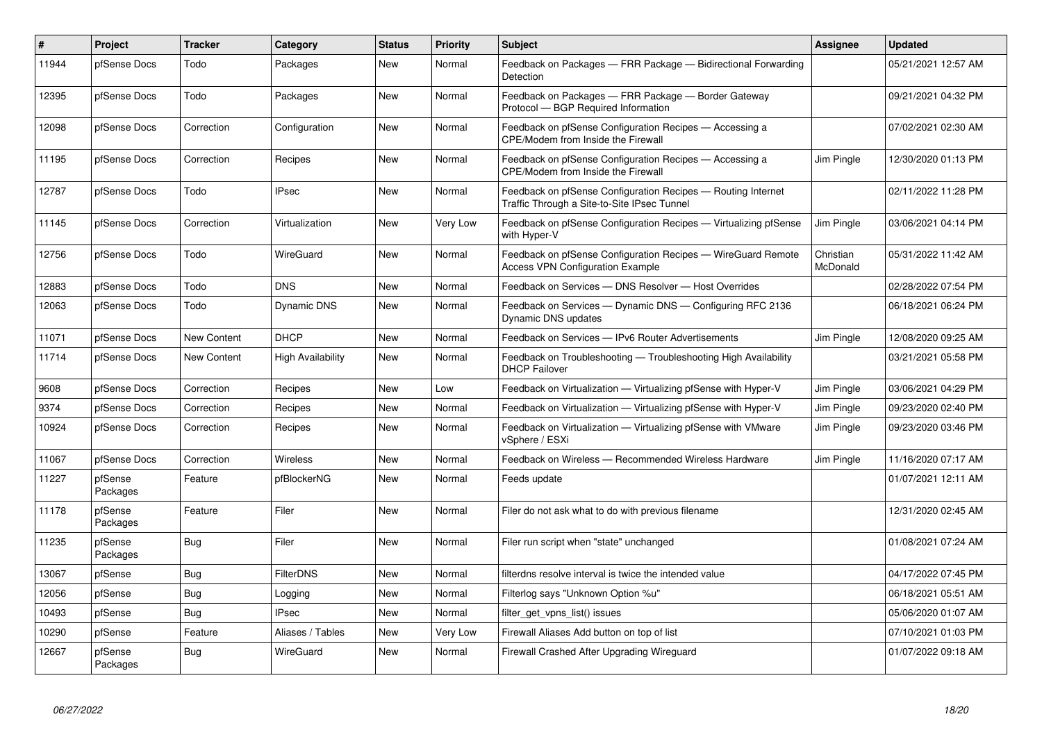| # | Project | Tracker | Category | Status | Priority | Subject | Assignee | Updated |
|---|---|---|---|---|---|---|---|---|
| 11944 | pfSense Docs | Todo | Packages | New | Normal | Feedback on Packages — FRR Package — Bidirectional Forwarding Detection | | 05/21/2021 12:57 AM |
| 12395 | pfSense Docs | Todo | Packages | New | Normal | Feedback on Packages — FRR Package — Border Gateway Protocol — BGP Required Information | | 09/21/2021 04:32 PM |
| 12098 | pfSense Docs | Correction | Configuration | New | Normal | Feedback on pfSense Configuration Recipes — Accessing a CPE/Modem from Inside the Firewall | | 07/02/2021 02:30 AM |
| 11195 | pfSense Docs | Correction | Recipes | New | Normal | Feedback on pfSense Configuration Recipes — Accessing a CPE/Modem from Inside the Firewall | Jim Pingle | 12/30/2020 01:13 PM |
| 12787 | pfSense Docs | Todo | IPsec | New | Normal | Feedback on pfSense Configuration Recipes — Routing Internet Traffic Through a Site-to-Site IPsec Tunnel | | 02/11/2022 11:28 PM |
| 11145 | pfSense Docs | Correction | Virtualization | New | Very Low | Feedback on pfSense Configuration Recipes — Virtualizing pfSense with Hyper-V | Jim Pingle | 03/06/2021 04:14 PM |
| 12756 | pfSense Docs | Todo | WireGuard | New | Normal | Feedback on pfSense Configuration Recipes — WireGuard Remote Access VPN Configuration Example | Christian McDonald | 05/31/2022 11:42 AM |
| 12883 | pfSense Docs | Todo | DNS | New | Normal | Feedback on Services — DNS Resolver — Host Overrides | | 02/28/2022 07:54 PM |
| 12063 | pfSense Docs | Todo | Dynamic DNS | New | Normal | Feedback on Services — Dynamic DNS — Configuring RFC 2136 Dynamic DNS updates | | 06/18/2021 06:24 PM |
| 11071 | pfSense Docs | New Content | DHCP | New | Normal | Feedback on Services — IPv6 Router Advertisements | Jim Pingle | 12/08/2020 09:25 AM |
| 11714 | pfSense Docs | New Content | High Availability | New | Normal | Feedback on Troubleshooting — Troubleshooting High Availability DHCP Failover | | 03/21/2021 05:58 PM |
| 9608 | pfSense Docs | Correction | Recipes | New | Low | Feedback on Virtualization — Virtualizing pfSense with Hyper-V | Jim Pingle | 03/06/2021 04:29 PM |
| 9374 | pfSense Docs | Correction | Recipes | New | Normal | Feedback on Virtualization — Virtualizing pfSense with Hyper-V | Jim Pingle | 09/23/2020 02:40 PM |
| 10924 | pfSense Docs | Correction | Recipes | New | Normal | Feedback on Virtualization — Virtualizing pfSense with VMware vSphere / ESXi | Jim Pingle | 09/23/2020 03:46 PM |
| 11067 | pfSense Docs | Correction | Wireless | New | Normal | Feedback on Wireless — Recommended Wireless Hardware | Jim Pingle | 11/16/2020 07:17 AM |
| 11227 | pfSense Packages | Feature | pfBlockerNG | New | Normal | Feeds update | | 01/07/2021 12:11 AM |
| 11178 | pfSense Packages | Feature | Filer | New | Normal | Filer do not ask what to do with previous filename | | 12/31/2020 02:45 AM |
| 11235 | pfSense Packages | Bug | Filer | New | Normal | Filer run script when "state" unchanged | | 01/08/2021 07:24 AM |
| 13067 | pfSense | Bug | FilterDNS | New | Normal | filterdns resolve interval is twice the intended value | | 04/17/2022 07:45 PM |
| 12056 | pfSense | Bug | Logging | New | Normal | Filterlog says "Unknown Option %u" | | 06/18/2021 05:51 AM |
| 10493 | pfSense | Bug | IPsec | New | Normal | filter_get_vpns_list() issues | | 05/06/2020 01:07 AM |
| 10290 | pfSense | Feature | Aliases / Tables | New | Very Low | Firewall Aliases Add button on top of list | | 07/10/2021 01:03 PM |
| 12667 | pfSense Packages | Bug | WireGuard | New | Normal | Firewall Crashed After Upgrading Wireguard | | 01/07/2022 09:18 AM |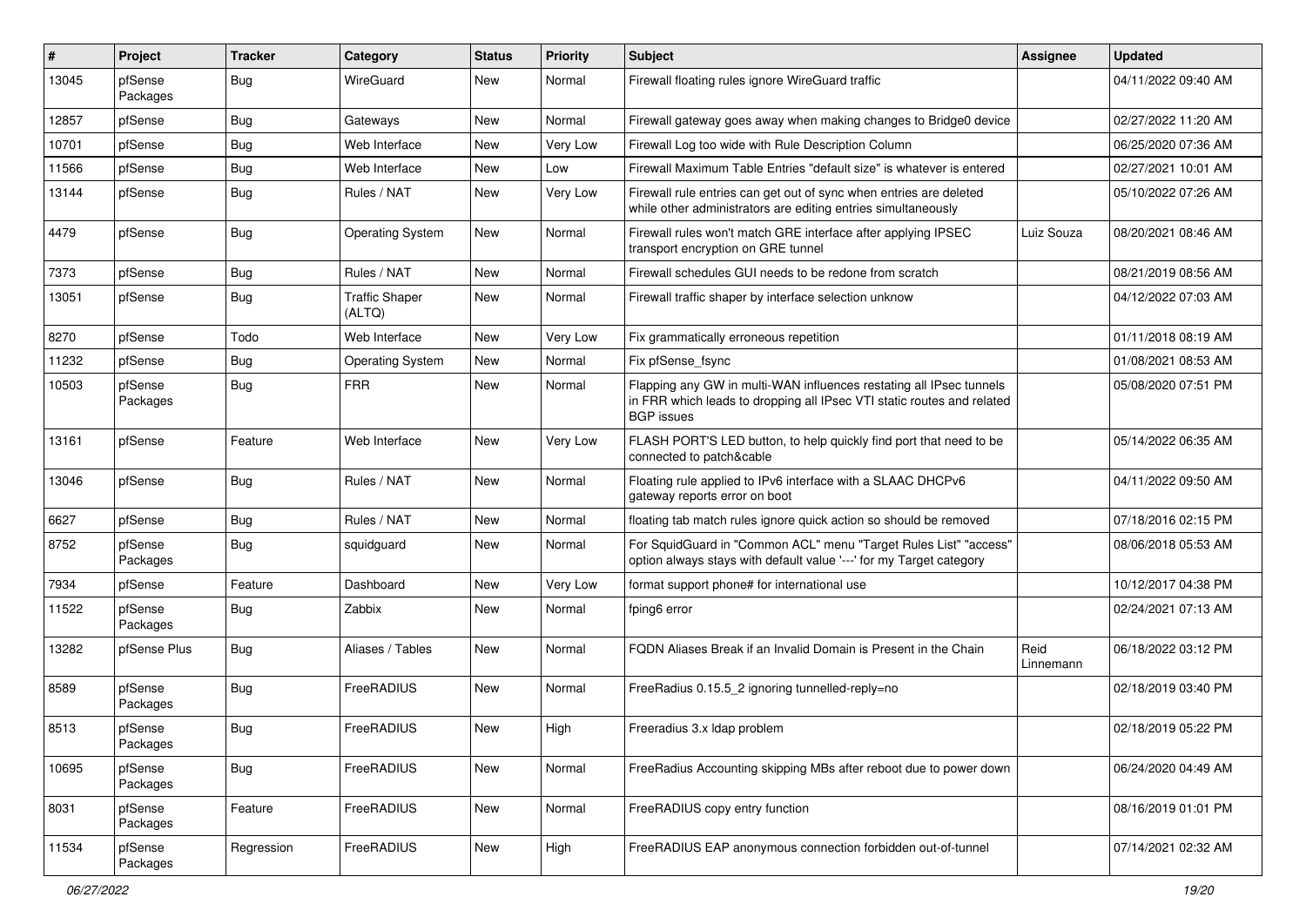| # | Project | Tracker | Category | Status | Priority | Subject | Assignee | Updated |
|---|---|---|---|---|---|---|---|---|
| 13045 | pfSense Packages | Bug | WireGuard | New | Normal | Firewall floating rules ignore WireGuard traffic | | 04/11/2022 09:40 AM |
| 12857 | pfSense | Bug | Gateways | New | Normal | Firewall gateway goes away when making changes to Bridge0 device | | 02/27/2022 11:20 AM |
| 10701 | pfSense | Bug | Web Interface | New | Very Low | Firewall Log too wide with Rule Description Column | | 06/25/2020 07:36 AM |
| 11566 | pfSense | Bug | Web Interface | New | Low | Firewall Maximum Table Entries "default size" is whatever is entered | | 02/27/2021 10:01 AM |
| 13144 | pfSense | Bug | Rules / NAT | New | Very Low | Firewall rule entries can get out of sync when entries are deleted while other administrators are editing entries simultaneously | | 05/10/2022 07:26 AM |
| 4479 | pfSense | Bug | Operating System | New | Normal | Firewall rules won't match GRE interface after applying IPSEC transport encryption on GRE tunnel | Luiz Souza | 08/20/2021 08:46 AM |
| 7373 | pfSense | Bug | Rules / NAT | New | Normal | Firewall schedules GUI needs to be redone from scratch | | 08/21/2019 08:56 AM |
| 13051 | pfSense | Bug | Traffic Shaper (ALTQ) | New | Normal | Firewall traffic shaper by interface selection unknow | | 04/12/2022 07:03 AM |
| 8270 | pfSense | Todo | Web Interface | New | Very Low | Fix grammatically erroneous repetition | | 01/11/2018 08:19 AM |
| 11232 | pfSense | Bug | Operating System | New | Normal | Fix pfSense_fsync | | 01/08/2021 08:53 AM |
| 10503 | pfSense Packages | Bug | FRR | New | Normal | Flapping any GW in multi-WAN influences restating all IPsec tunnels in FRR which leads to dropping all IPsec VTI static routes and related BGP issues | | 05/08/2020 07:51 PM |
| 13161 | pfSense | Feature | Web Interface | New | Very Low | FLASH PORT'S LED button, to help quickly find port that need to be connected to patch&cable | | 05/14/2022 06:35 AM |
| 13046 | pfSense | Bug | Rules / NAT | New | Normal | Floating rule applied to IPv6 interface with a SLAAC DHCPv6 gateway reports error on boot | | 04/11/2022 09:50 AM |
| 6627 | pfSense | Bug | Rules / NAT | New | Normal | floating tab match rules ignore quick action so should be removed | | 07/18/2016 02:15 PM |
| 8752 | pfSense Packages | Bug | squidguard | New | Normal | For SquidGuard in "Common ACL" menu "Target Rules List" "access" option always stays with default value '---' for my Target category | | 08/06/2018 05:53 AM |
| 7934 | pfSense | Feature | Dashboard | New | Very Low | format support phone# for international use | | 10/12/2017 04:38 PM |
| 11522 | pfSense Packages | Bug | Zabbix | New | Normal | fping6 error | | 02/24/2021 07:13 AM |
| 13282 | pfSense Plus | Bug | Aliases / Tables | New | Normal | FQDN Aliases Break if an Invalid Domain is Present in the Chain | Reid Linnemann | 06/18/2022 03:12 PM |
| 8589 | pfSense Packages | Bug | FreeRADIUS | New | Normal | FreeRadius 0.15.5_2 ignoring tunnelled-reply=no | | 02/18/2019 03:40 PM |
| 8513 | pfSense Packages | Bug | FreeRADIUS | New | High | Freeradius 3.x ldap problem | | 02/18/2019 05:22 PM |
| 10695 | pfSense Packages | Bug | FreeRADIUS | New | Normal | FreeRadius Accounting skipping MBs after reboot due to power down | | 06/24/2020 04:49 AM |
| 8031 | pfSense Packages | Feature | FreeRADIUS | New | Normal | FreeRADIUS copy entry function | | 08/16/2019 01:01 PM |
| 11534 | pfSense Packages | Regression | FreeRADIUS | New | High | FreeRADIUS EAP anonymous connection forbidden out-of-tunnel | | 07/14/2021 02:32 AM |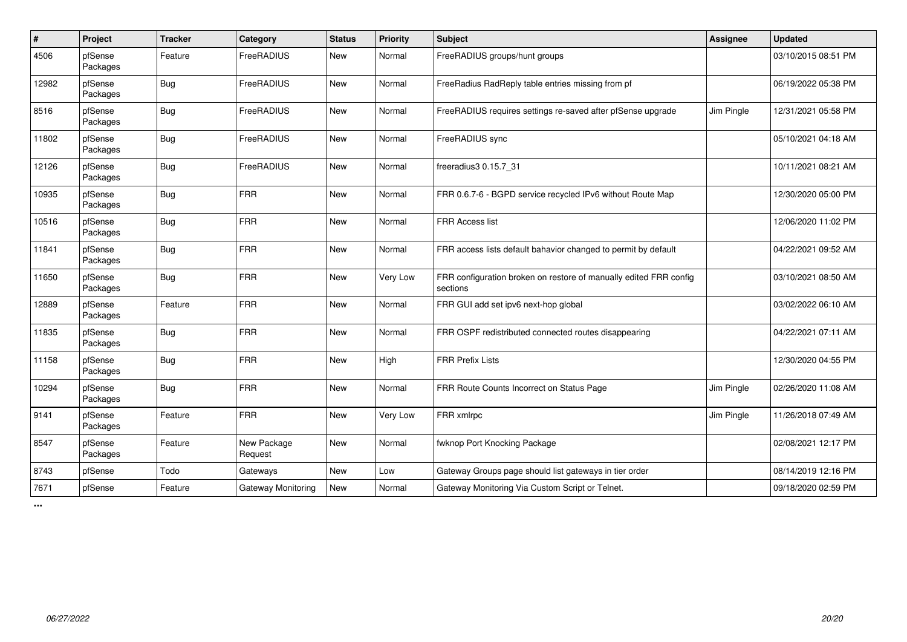| # | Project | Tracker | Category | Status | Priority | Subject | Assignee | Updated |
|---|---|---|---|---|---|---|---|---|
| 4506 | pfSense Packages | Feature | FreeRADIUS | New | Normal | FreeRADIUS groups/hunt groups | | 03/10/2015 08:51 PM |
| 12982 | pfSense Packages | Bug | FreeRADIUS | New | Normal | FreeRadius RadReply table entries missing from pf | | 06/19/2022 05:38 PM |
| 8516 | pfSense Packages | Bug | FreeRADIUS | New | Normal | FreeRADIUS requires settings re-saved after pfSense upgrade | Jim Pingle | 12/31/2021 05:58 PM |
| 11802 | pfSense Packages | Bug | FreeRADIUS | New | Normal | FreeRADIUS sync | | 05/10/2021 04:18 AM |
| 12126 | pfSense Packages | Bug | FreeRADIUS | New | Normal | freeradius3 0.15.7_31 | | 10/11/2021 08:21 AM |
| 10935 | pfSense Packages | Bug | FRR | New | Normal | FRR 0.6.7-6 - BGPD service recycled IPv6 without Route Map | | 12/30/2020 05:00 PM |
| 10516 | pfSense Packages | Bug | FRR | New | Normal | FRR Access list | | 12/06/2020 11:02 PM |
| 11841 | pfSense Packages | Bug | FRR | New | Normal | FRR access lists default bahavior changed to permit by default | | 04/22/2021 09:52 AM |
| 11650 | pfSense Packages | Bug | FRR | New | Very Low | FRR configuration broken on restore of manually edited FRR config sections | | 03/10/2021 08:50 AM |
| 12889 | pfSense Packages | Feature | FRR | New | Normal | FRR GUI add set ipv6 next-hop global | | 03/02/2022 06:10 AM |
| 11835 | pfSense Packages | Bug | FRR | New | Normal | FRR OSPF redistributed connected routes disappearing | | 04/22/2021 07:11 AM |
| 11158 | pfSense Packages | Bug | FRR | New | High | FRR Prefix Lists | | 12/30/2020 04:55 PM |
| 10294 | pfSense Packages | Bug | FRR | New | Normal | FRR Route Counts Incorrect on Status Page | Jim Pingle | 02/26/2020 11:08 AM |
| 9141 | pfSense Packages | Feature | FRR | New | Very Low | FRR xmlrpc | Jim Pingle | 11/26/2018 07:49 AM |
| 8547 | pfSense Packages | Feature | New Package Request | New | Normal | fwknop Port Knocking Package | | 02/08/2021 12:17 PM |
| 8743 | pfSense | Todo | Gateways | New | Low | Gateway Groups page should list gateways in tier order | | 08/14/2019 12:16 PM |
| 7671 | pfSense | Feature | Gateway Monitoring | New | Normal | Gateway Monitoring Via Custom Script or Telnet. | | 09/18/2020 02:59 PM |

...